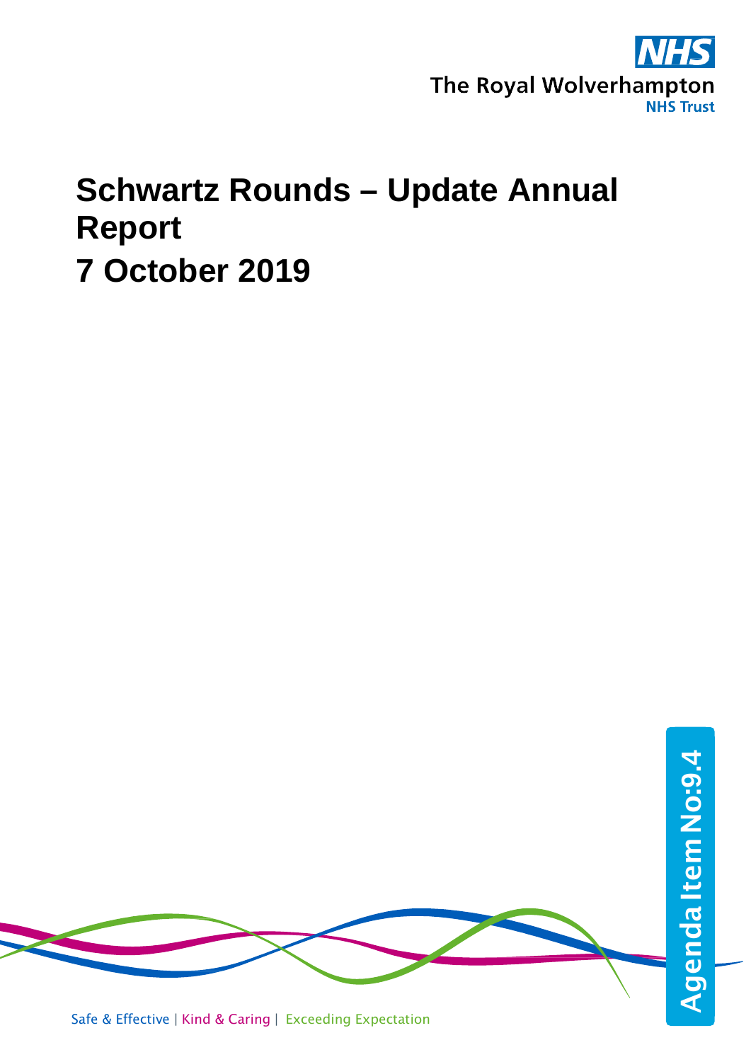The Royal Wolverhampton NHS Trust

# Schwartz Rounds – Update Annual Report

# 7 October 2019

Agenda Item No:9.4

Safe & Effective | Kind & Caring | Exceeding Expectation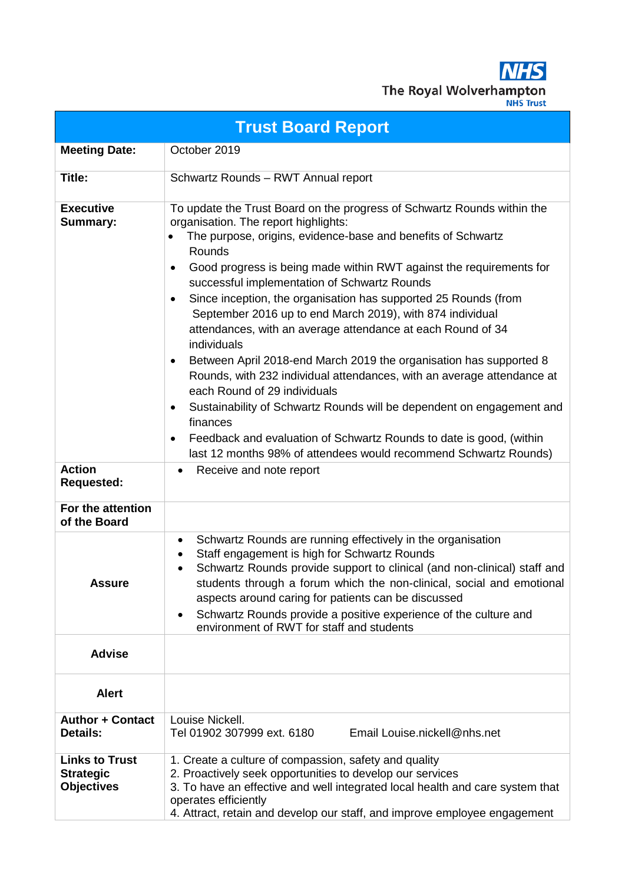The Royal Wolverhampton NHS Trust

# Trust Board Report

| | |
|---|---|
| **Meeting Date:** | October 2019 |
| **Title:** | Schwartz Rounds – RWT Annual report |
| **Executive Summary:** | To update the Trust Board on the progress of Schwartz Rounds within the organisation. The report highlights:<br>• The purpose, origins, evidence-base and benefits of Schwartz Rounds<br>• Good progress is being made within RWT against the requirements for successful implementation of Schwartz Rounds<br>• Since inception, the organisation has supported 25 Rounds (from September 2016 up to end March 2019), with 874 individual attendances, with an average attendance at each Round of 34 individuals<br>• Between April 2018-end March 2019 the organisation has supported 8 Rounds, with 232 individual attendances, with an average attendance at each Round of 29 individuals<br>• Sustainability of Schwartz Rounds will be dependent on engagement and finances<br>• Feedback and evaluation of Schwartz Rounds to date is good, (within last 12 months 98% of attendees would recommend Schwartz Rounds) |
| **Action Requested:** | • Receive and note report |
| **For the attention of the Board** | |
| **Assure** | • Schwartz Rounds are running effectively in the organisation<br>• Staff engagement is high for Schwartz Rounds<br>• Schwartz Rounds provide support to clinical (and non-clinical) staff and students through a forum which the non-clinical, social and emotional aspects around caring for patients can be discussed<br>• Schwartz Rounds provide a positive experience of the culture and environment of RWT for staff and students |
| **Advise** | |
| **Alert** | |
| **Author + Contact Details:** | Louise Nickell.<br>Tel 01902 307999 ext. 6180 Email Louise.nickell@nhs.net |
| **Links to Trust Strategic Objectives** | 1. Create a culture of compassion, safety and quality<br>2. Proactively seek opportunities to develop our services<br>3. To have an effective and well integrated local health and care system that operates efficiently<br>4. Attract, retain and develop our staff, and improve employee engagement |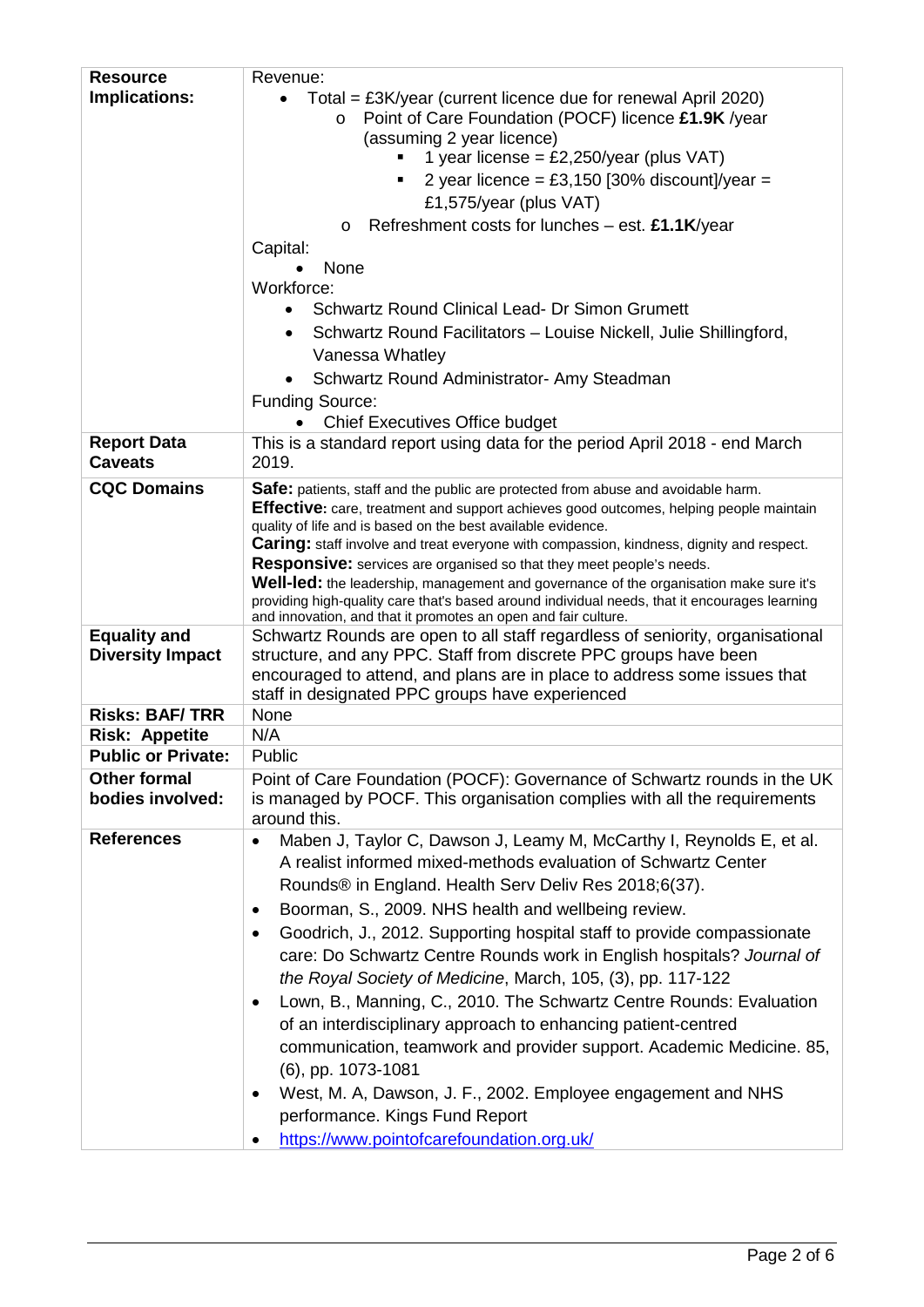| | |
|---|---|
| **Resource Implications:** | Revenue:<br>• Total = £3K/year (current licence due for renewal April 2020)<br>&nbsp;&nbsp;&nbsp;&nbsp;o Point of Care Foundation (POCF) licence **£1.9K** /year (assuming 2 year licence)<br>&nbsp;&nbsp;&nbsp;&nbsp;&nbsp;&nbsp;&nbsp;&nbsp;▪ 1 year license = £2,250/year (plus VAT)<br>&nbsp;&nbsp;&nbsp;&nbsp;&nbsp;&nbsp;&nbsp;&nbsp;▪ 2 year licence = £3,150 [30% discount]/year = £1,575/year (plus VAT)<br>&nbsp;&nbsp;&nbsp;&nbsp;o Refreshment costs for lunches – est. **£1.1K**/year<br>Capital:<br>• None<br>Workforce:<br>• Schwartz Round Clinical Lead- Dr Simon Grumett<br>• Schwartz Round Facilitators – Louise Nickell, Julie Shillingford, Vanessa Whatley<br>• Schwartz Round Administrator- Amy Steadman<br>Funding Source:<br>• Chief Executives Office budget |
| **Report Data Caveats** | This is a standard report using data for the period April 2018 - end March 2019. |
| **CQC Domains** | **Safe:** patients, staff and the public are protected from abuse and avoidable harm.<br>**Effective:** care, treatment and support achieves good outcomes, helping people maintain quality of life and is based on the best available evidence.<br>**Caring:** staff involve and treat everyone with compassion, kindness, dignity and respect.<br>**Responsive:** services are organised so that they meet people's needs.<br>**Well-led:** the leadership, management and governance of the organisation make sure it's providing high-quality care that's based around individual needs, that it encourages learning and innovation, and that it promotes an open and fair culture. |
| **Equality and Diversity Impact** | Schwartz Rounds are open to all staff regardless of seniority, organisational structure, and any PPC. Staff from discrete PPC groups have been encouraged to attend, and plans are in place to address some issues that staff in designated PPC groups have experienced |
| **Risks: BAF/ TRR** | None |
| **Risk: Appetite** | N/A |
| **Public or Private:** | Public |
| **Other formal bodies involved:** | Point of Care Foundation (POCF): Governance of Schwartz rounds in the UK is managed by POCF. This organisation complies with all the requirements around this. |
| **References** | • Maben J, Taylor C, Dawson J, Leamy M, McCarthy I, Reynolds E, et al. A realist informed mixed-methods evaluation of Schwartz Center Rounds® in England. Health Serv Deliv Res 2018;6(37).<br>• Boorman, S., 2009. NHS health and wellbeing review.<br>• Goodrich, J., 2012. Supporting hospital staff to provide compassionate care: Do Schwartz Centre Rounds work in English hospitals? *Journal of the Royal Society of Medicine*, March, 105, (3), pp. 117-122<br>• Lown, B., Manning, C., 2010. The Schwartz Centre Rounds: Evaluation of an interdisciplinary approach to enhancing patient-centred communication, teamwork and provider support. Academic Medicine. 85, (6), pp. 1073-1081<br>• West, M. A, Dawson, J. F., 2002. Employee engagement and NHS performance. Kings Fund Report<br>• https://www.pointofcarefoundation.org.uk/ |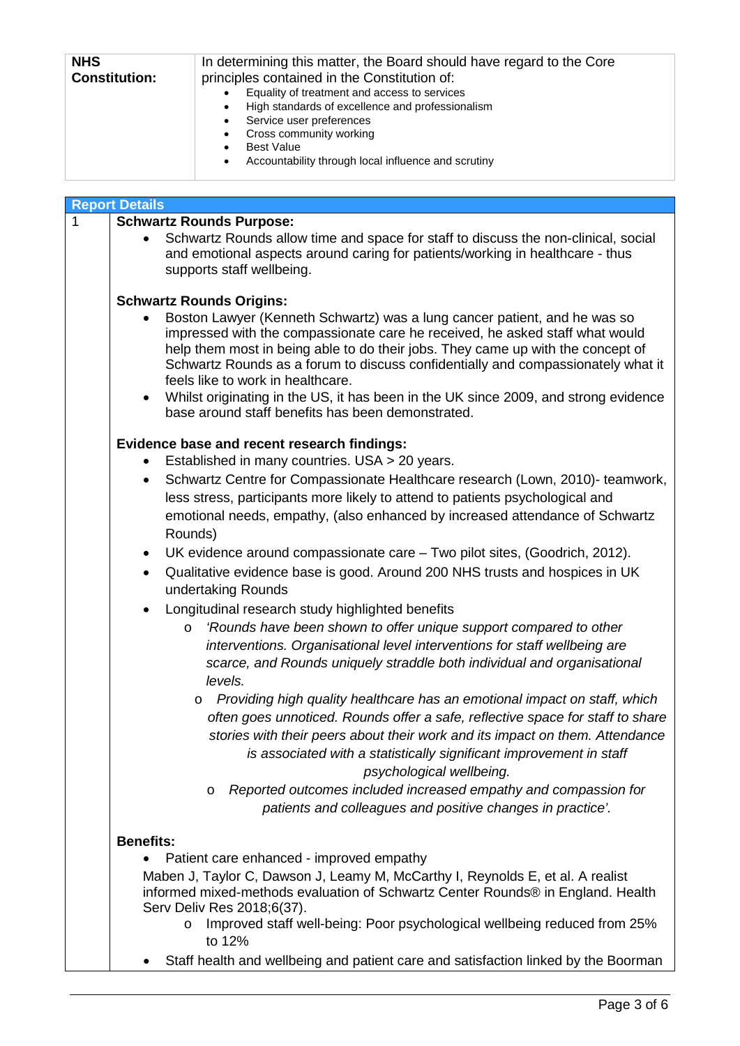| NHS Constitution: | In determining this matter, the Board should have regard to the Core principles contained in the Constitution of:<br>• Equality of treatment and access to services<br>• High standards of excellence and professionalism<br>• Service user preferences<br>• Cross community working<br>• Best Value<br>• Accountability through local influence and scrutiny |
|---|---|

## Report Details

**1**

**Schwartz Rounds Purpose:**

- Schwartz Rounds allow time and space for staff to discuss the non-clinical, social and emotional aspects around caring for patients/working in healthcare - thus supports staff wellbeing.

**Schwartz Rounds Origins:**

- Boston Lawyer (Kenneth Schwartz) was a lung cancer patient, and he was so impressed with the compassionate care he received, he asked staff what would help them most in being able to do their jobs. They came up with the concept of Schwartz Rounds as a forum to discuss confidentially and compassionately what it feels like to work in healthcare.
- Whilst originating in the US, it has been in the UK since 2009, and strong evidence base around staff benefits has been demonstrated.

**Evidence base and recent research findings:**

- Established in many countries. USA > 20 years.
- Schwartz Centre for Compassionate Healthcare research (Lown, 2010)- teamwork, less stress, participants more likely to attend to patients psychological and emotional needs, empathy, (also enhanced by increased attendance of Schwartz Rounds)
- UK evidence around compassionate care – Two pilot sites, (Goodrich, 2012).
- Qualitative evidence base is good. Around 200 NHS trusts and hospices in UK undertaking Rounds
- Longitudinal research study highlighted benefits
  - *'Rounds have been shown to offer unique support compared to other interventions. Organisational level interventions for staff wellbeing are scarce, and Rounds uniquely straddle both individual and organisational levels.*
  - *Providing high quality healthcare has an emotional impact on staff, which often goes unnoticed. Rounds offer a safe, reflective space for staff to share stories with their peers about their work and its impact on them. Attendance is associated with a statistically significant improvement in staff psychological wellbeing.*
  - *Reported outcomes included increased empathy and compassion for patients and colleagues and positive changes in practice'.*

**Benefits:**

- Patient care enhanced - improved empathy

Maben J, Taylor C, Dawson J, Leamy M, McCarthy I, Reynolds E, et al. A realist informed mixed-methods evaluation of Schwartz Center Rounds® in England. Health Serv Deliv Res 2018;6(37).

  - Improved staff well-being: Poor psychological wellbeing reduced from 25% to 12%

- Staff health and wellbeing and patient care and satisfaction linked by the Boorman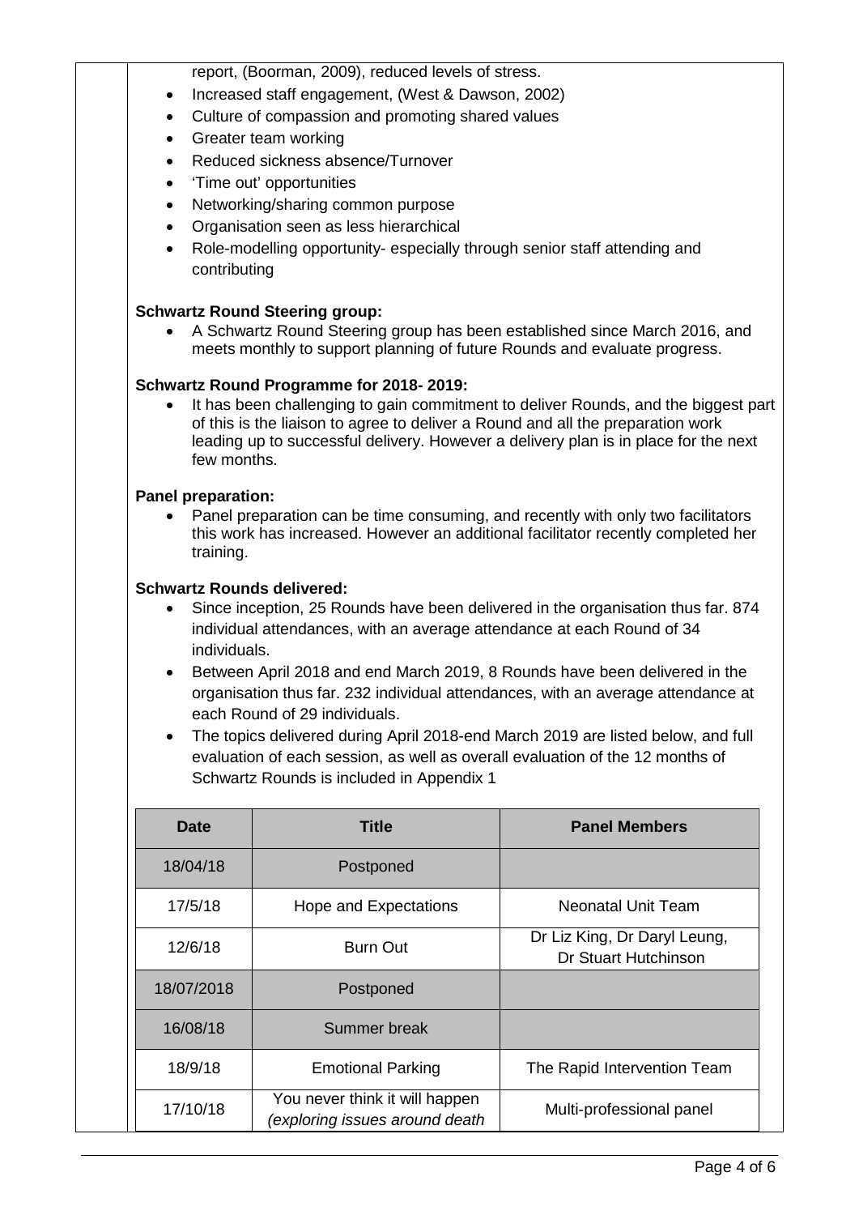report, (Boorman, 2009), reduced levels of stress.

- Increased staff engagement, (West & Dawson, 2002)
- Culture of compassion and promoting shared values
- Greater team working
- Reduced sickness absence/Turnover
- 'Time out' opportunities
- Networking/sharing common purpose
- Organisation seen as less hierarchical
- Role-modelling opportunity- especially through senior staff attending and contributing

**Schwartz Round Steering group:**

- A Schwartz Round Steering group has been established since March 2016, and meets monthly to support planning of future Rounds and evaluate progress.

**Schwartz Round Programme for 2018- 2019:**

- It has been challenging to gain commitment to deliver Rounds, and the biggest part of this is the liaison to agree to deliver a Round and all the preparation work leading up to successful delivery. However a delivery plan is in place for the next few months.

**Panel preparation:**

- Panel preparation can be time consuming, and recently with only two facilitators this work has increased. However an additional facilitator recently completed her training.

**Schwartz Rounds delivered:**

- Since inception, 25 Rounds have been delivered in the organisation thus far. 874 individual attendances, with an average attendance at each Round of 34 individuals.
- Between April 2018 and end March 2019, 8 Rounds have been delivered in the organisation thus far. 232 individual attendances, with an average attendance at each Round of 29 individuals.
- The topics delivered during April 2018-end March 2019 are listed below, and full evaluation of each session, as well as overall evaluation of the 12 months of Schwartz Rounds is included in Appendix 1

| Date | Title | Panel Members |
|---|---|---|
| 18/04/18 | Postponed | |
| 17/5/18 | Hope and Expectations | Neonatal Unit Team |
| 12/6/18 | Burn Out | Dr Liz King, Dr Daryl Leung, Dr Stuart Hutchinson |
| 18/07/2018 | Postponed | |
| 16/08/18 | Summer break | |
| 18/9/18 | Emotional Parking | The Rapid Intervention Team |
| 17/10/18 | You never think it will happen *(exploring issues around death* | Multi-professional panel |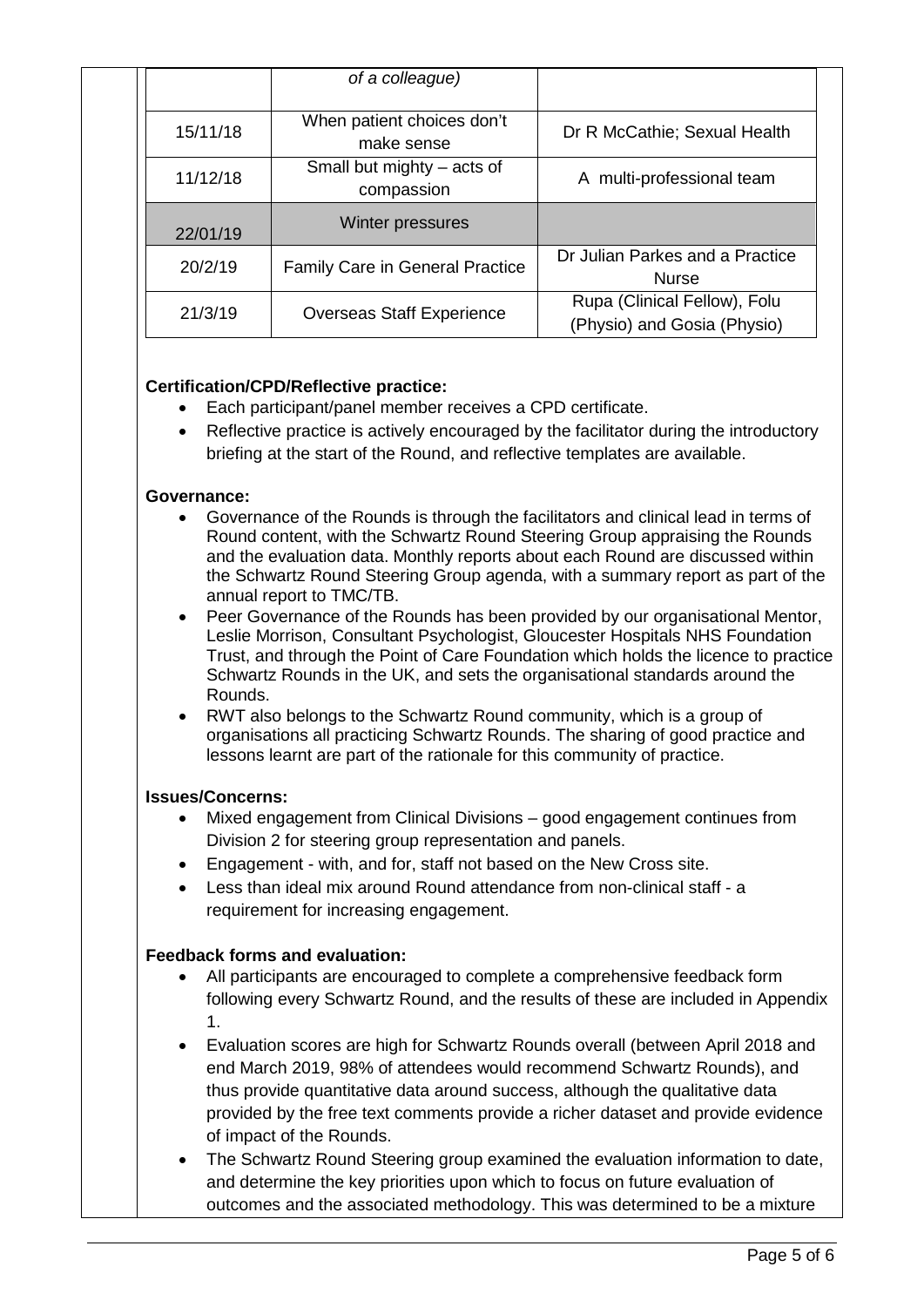| | | |
|---|---|---|
| | *of a colleague)* | |
| 15/11/18 | When patient choices don't make sense | Dr R McCathie; Sexual Health |
| 11/12/18 | Small but mighty – acts of compassion | A multi-professional team |
| 22/01/19 | Winter pressures | |
| 20/2/19 | Family Care in General Practice | Dr Julian Parkes and a Practice Nurse |
| 21/3/19 | Overseas Staff Experience | Rupa (Clinical Fellow), Folu (Physio) and Gosia (Physio) |

**Certification/CPD/Reflective practice:**

- Each participant/panel member receives a CPD certificate.
- Reflective practice is actively encouraged by the facilitator during the introductory briefing at the start of the Round, and reflective templates are available.

**Governance:**

- Governance of the Rounds is through the facilitators and clinical lead in terms of Round content, with the Schwartz Round Steering Group appraising the Rounds and the evaluation data. Monthly reports about each Round are discussed within the Schwartz Round Steering Group agenda, with a summary report as part of the annual report to TMC/TB.
- Peer Governance of the Rounds has been provided by our organisational Mentor, Leslie Morrison, Consultant Psychologist, Gloucester Hospitals NHS Foundation Trust, and through the Point of Care Foundation which holds the licence to practice Schwartz Rounds in the UK, and sets the organisational standards around the Rounds.
- RWT also belongs to the Schwartz Round community, which is a group of organisations all practicing Schwartz Rounds. The sharing of good practice and lessons learnt are part of the rationale for this community of practice.

**Issues/Concerns:**

- Mixed engagement from Clinical Divisions – good engagement continues from Division 2 for steering group representation and panels.
- Engagement - with, and for, staff not based on the New Cross site.
- Less than ideal mix around Round attendance from non-clinical staff - a requirement for increasing engagement.

**Feedback forms and evaluation:**

- All participants are encouraged to complete a comprehensive feedback form following every Schwartz Round, and the results of these are included in Appendix 1.
- Evaluation scores are high for Schwartz Rounds overall (between April 2018 and end March 2019, 98% of attendees would recommend Schwartz Rounds), and thus provide quantitative data around success, although the qualitative data provided by the free text comments provide a richer dataset and provide evidence of impact of the Rounds.
- The Schwartz Round Steering group examined the evaluation information to date, and determine the key priorities upon which to focus on future evaluation of outcomes and the associated methodology. This was determined to be a mixture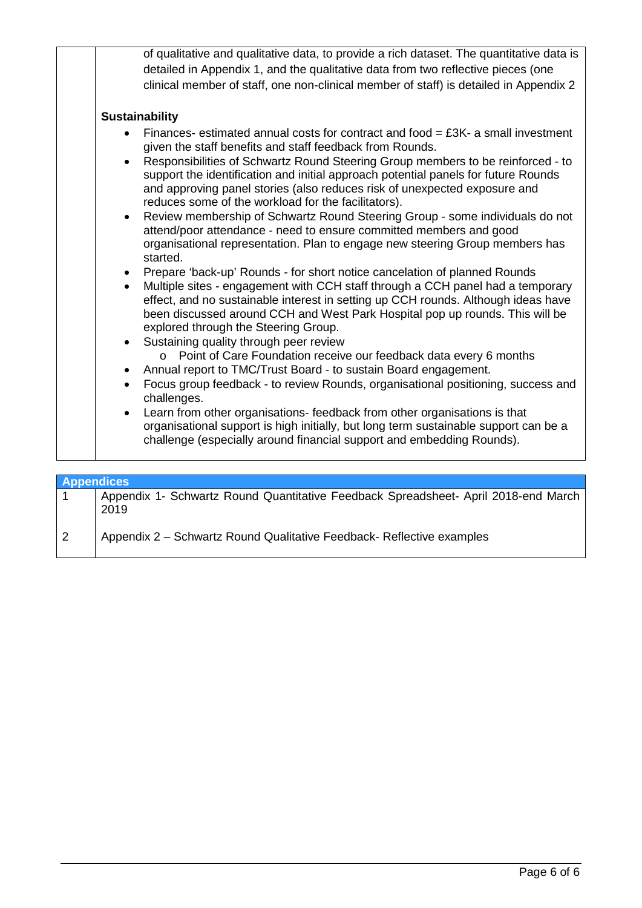of qualitative and qualitative data, to provide a rich dataset. The quantitative data is detailed in Appendix 1, and the qualitative data from two reflective pieces (one clinical member of staff, one non-clinical member of staff) is detailed in Appendix 2

**Sustainability**

- Finances- estimated annual costs for contract and food = £3K- a small investment given the staff benefits and staff feedback from Rounds.
- Responsibilities of Schwartz Round Steering Group members to be reinforced - to support the identification and initial approach potential panels for future Rounds and approving panel stories (also reduces risk of unexpected exposure and reduces some of the workload for the facilitators).
- Review membership of Schwartz Round Steering Group - some individuals do not attend/poor attendance - need to ensure committed members and good organisational representation. Plan to engage new steering Group members has started.
- Prepare 'back-up' Rounds - for short notice cancelation of planned Rounds
- Multiple sites - engagement with CCH staff through a CCH panel had a temporary effect, and no sustainable interest in setting up CCH rounds. Although ideas have been discussed around CCH and West Park Hospital pop up rounds. This will be explored through the Steering Group.
- Sustaining quality through peer review
  - Point of Care Foundation receive our feedback data every 6 months
- Annual report to TMC/Trust Board - to sustain Board engagement.
- Focus group feedback - to review Rounds, organisational positioning, success and challenges.
- Learn from other organisations- feedback from other organisations is that organisational support is high initially, but long term sustainable support can be a challenge (especially around financial support and embedding Rounds).

| Appendices | |
|---|---|
| 1 | Appendix 1- Schwartz Round Quantitative Feedback Spreadsheet- April 2018-end March 2019 |
| 2 | Appendix 2 – Schwartz Round Qualitative Feedback- Reflective examples |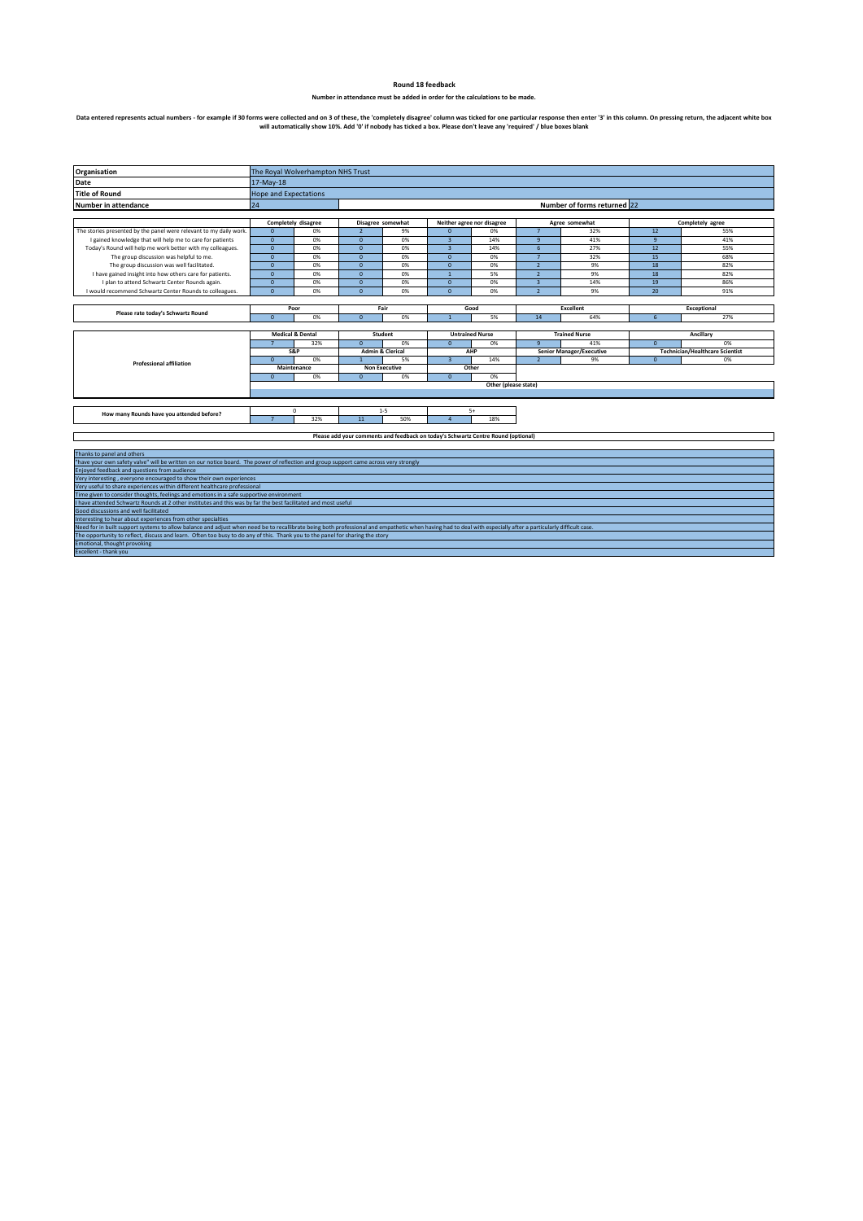# Round 18 feedback

**Number in attendance must be added in order for the calculations to be made.**

**Data entered represents actual numbers - for example if 30 forms were collected and on 3 of these, the 'completely disagree' column was ticked for one particular response then enter '3' in this column. On pressing return, the adjacent white box will automatically show 10%. Add '0' if nobody has ticked a box. Please don't leave any 'required' / blue boxes blank**

| | |
|---|---|
| **Organisation** | The Royal Wolverhampton NHS Trust |
| **Date** | 17-May-18 |
| **Title of Round** | Hope and Expectations |
| **Number in attendance** | 24 |
| **Number of forms returned** | 22 |

| | Completely disagree | | Disagree somewhat | | Neither agree nor disagree | | Agree somewhat | | Completely agree | |
|---|---|---|---|---|---|---|---|---|---|---|
| The stories presented by the panel were relevant to my daily work. | 0 | 0% | 2 | 9% | 0 | 0% | 7 | 32% | 12 | 55% |
| I gained knowledge that will help me to care for patients | 0 | 0% | 0 | 0% | 3 | 14% | 9 | 41% | 9 | 41% |
| Today's Round will help me work better with my colleagues. | 0 | 0% | 0 | 0% | 3 | 14% | 6 | 27% | 12 | 55% |
| The group discussion was helpful to me. | 0 | 0% | 0 | 0% | 0 | 0% | 7 | 32% | 15 | 68% |
| The group discussion was well facilitated. | 0 | 0% | 0 | 0% | 0 | 0% | 2 | 9% | 18 | 82% |
| I have gained insight into how others care for patients. | 0 | 0% | 0 | 0% | 1 | 5% | 2 | 9% | 18 | 82% |
| I plan to attend Schwartz Center Rounds again. | 0 | 0% | 0 | 0% | 0 | 0% | 3 | 14% | 19 | 86% |
| I would recommend Schwartz Center Rounds to colleagues. | 0 | 0% | 0 | 0% | 0 | 0% | 2 | 9% | 20 | 91% |

| | Poor | | Fair | | Good | | Excellent | | Exceptional | |
|---|---|---|---|---|---|---|---|---|---|---|
| Please rate today's Schwartz Round | 0 | 0% | 0 | 0% | 1 | 5% | 14 | 64% | 6 | 27% |

| Professional affiliation | | | | | | | | | | |
|---|---|---|---|---|---|---|---|---|---|---|
| Medical & Dental | 7 | 32% | Student | 0 | 0% | Untrained Nurse | 0 | 0% | | |
| Trained Nurse | 9 | 41% | Ancillary | 0 | 0% | S&P | 0 | 0% | | |
| Admin & Clerical | 1 | 5% | AHP | 3 | 14% | Senior Manager/Executive | 2 | 9% | | |
| Technician/Healthcare Scientist | 0 | 0% | Maintenance | 0 | 0% | Non Executive | 0 | 0% | | |
| Other | 0 | 0% | Other (please state) | | | | | | | |

| How many Rounds have you attended before? | 0 | | 1-5 | | 5+ | |
|---|---|---|---|---|---|---|
| | 7 | 32% | 11 | 50% | 4 | 18% |

**Please add your comments and feedback on today's Schwartz Centre Round (optional)**

- Thanks to panel and others
- "have your own safety valve" will be written on our notice board. The power of reflection and group support came across very strongly
- Enjoyed feedback and questions from audience
- Very interesting , everyone encouraged to show their own experiences
- Very useful to share experiences within different healthcare professional
- Time given to consider thoughts, feelings and emotions in a safe supportive environment
- I have attended Schwartz Rounds at 2 other institutes and this was by far the best facilitated and most useful
- Good discussions and well facilitated
- Interesting to hear about experiences from other specialties
- Need for in built support systems to allow balance and adjust when need be to recallibrate being both professional and empathetic when having had to deal with especially after a particularly difficult case.
- The opportunity to reflect, discuss and learn. Often too busy to do any of this. Thank you to the panel for sharing the story
- Emotional, thought provoking
- Excellent - thank you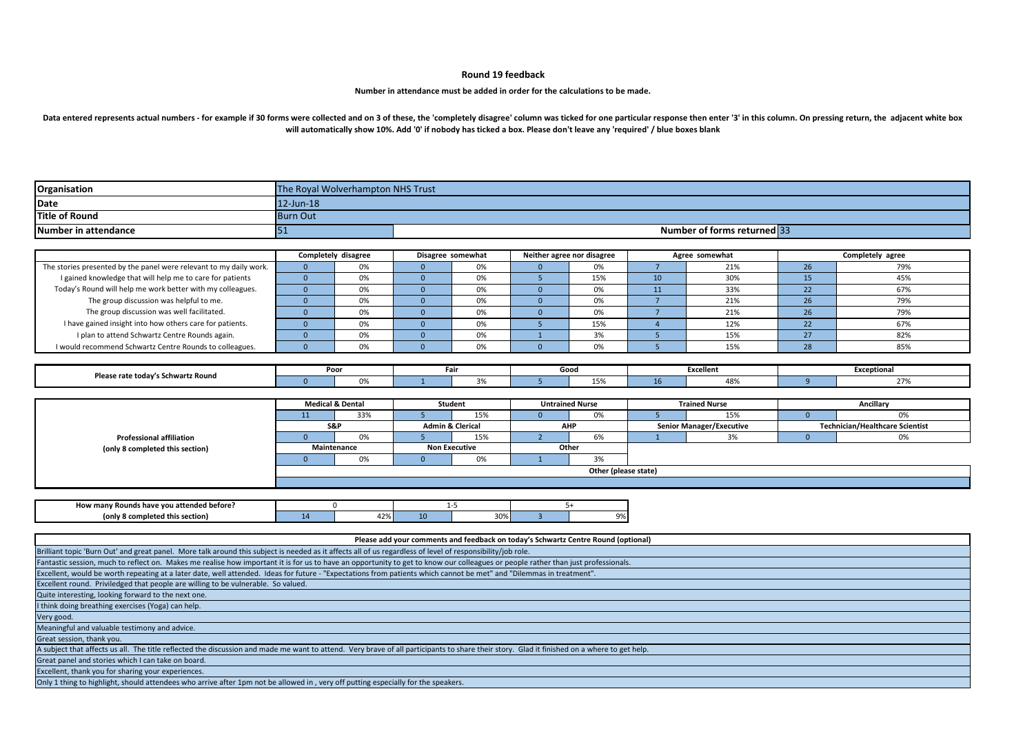# Round 19 feedback

**Number in attendance must be added in order for the calculations to be made.**

**Data entered represents actual numbers - for example if 30 forms were collected and on 3 of these, the 'completely disagree' column was ticked for one particular response then enter '3' in this column. On pressing return, the adjacent white box will automatically show 10%. Add '0' if nobody has ticked a box. Please don't leave any 'required' / blue boxes blank**

| | |
|---|---|
| **Organisation** | The Royal Wolverhampton NHS Trust |
| **Date** | 12-Jun-18 |
| **Title of Round** | Burn Out |
| **Number in attendance** | 51 |
| **Number of forms returned** | 33 |

| | Completely disagree | | Disagree somewhat | | Neither agree nor disagree | | Agree somewhat | | Completely agree | |
|---|---|---|---|---|---|---|---|---|---|---|
| The stories presented by the panel were relevant to my daily work. | 0 | 0% | 0 | 0% | 0 | 0% | 7 | 21% | 26 | 79% |
| I gained knowledge that will help me to care for patients | 0 | 0% | 0 | 0% | 5 | 15% | 10 | 30% | 15 | 45% |
| Today's Round will help me work better with my colleagues. | 0 | 0% | 0 | 0% | 0 | 0% | 11 | 33% | 22 | 67% |
| The group discussion was helpful to me. | 0 | 0% | 0 | 0% | 0 | 0% | 7 | 21% | 26 | 79% |
| The group discussion was well facilitated. | 0 | 0% | 0 | 0% | 0 | 0% | 7 | 21% | 26 | 79% |
| I have gained insight into how others care for patients. | 0 | 0% | 0 | 0% | 5 | 15% | 4 | 12% | 22 | 67% |
| I plan to attend Schwartz Centre Rounds again. | 0 | 0% | 0 | 0% | 1 | 3% | 5 | 15% | 27 | 82% |
| I would recommend Schwartz Centre Rounds to colleagues. | 0 | 0% | 0 | 0% | 0 | 0% | 5 | 15% | 28 | 85% |

| | Poor | | Fair | | Good | | Excellent | | Exceptional | |
|---|---|---|---|---|---|---|---|---|---|---|
| Please rate today's Schwartz Round | 0 | 0% | 1 | 3% | 5 | 15% | 16 | 48% | 9 | 27% |

| Professional affiliation (only 8 completed this section) | | | | | | | | | | |
|---|---|---|---|---|---|---|---|---|---|---|
| | Medical & Dental | | Student | | Untrained Nurse | | Trained Nurse | | Ancillary | |
| | 11 | 33% | 5 | 15% | 0 | 0% | 5 | 15% | 0 | 0% |
| | S&P | | Admin & Clerical | | AHP | | Senior Manager/Executive | | Technician/Healthcare Scientist | |
| | 0 | 0% | 5 | 15% | 2 | 6% | 1 | 3% | 0 | 0% |
| | Maintenance | | Non Executive | | Other | | | | | |
| | 0 | 0% | 0 | 0% | 1 | 3% | | | | |
| | Other (please state) | | | | | | | | | |

| How many Rounds have you attended before? (only 8 completed this section) | 0 | | 1-5 | | 5+ | |
|---|---|---|---|---|---|---|
| | 14 | 42% | 10 | 30% | 3 | 9% |

| Please add your comments and feedback on today's Schwartz Centre Round (optional) |
|---|
| Brilliant topic 'Burn Out' and great panel. More talk around this subject is needed as it affects all of us regardless of level of responsibility/job role. |
| Fantastic session, much to reflect on. Makes me realise how important it is for us to have an opportunity to get to know our colleagues or people rather than just professionals. |
| Excellent, would be worth repeating at a later date, well attended. Ideas for future - "Expectations from patients which cannot be met" and "Dilemmas in treatment". |
| Excellent round. Priviledged that people are willing to be vulnerable. So valued. |
| Quite interesting, looking forward to the next one. |
| I think doing breathing exercises (Yoga) can help. |
| Very good. |
| Meaningful and valuable testimony and advice. |
| Great session, thank you. |
| A subject that affects us all. The title reflected the discussion and made me want to attend. Very brave of all participants to share their story. Glad it finished on a where to get help. |
| Great panel and stories which I can take on board. |
| Excellent, thank you for sharing your experiences. |
| Only 1 thing to highlight, should attendees who arrive after 1pm not be allowed in , very off putting especially for the speakers. |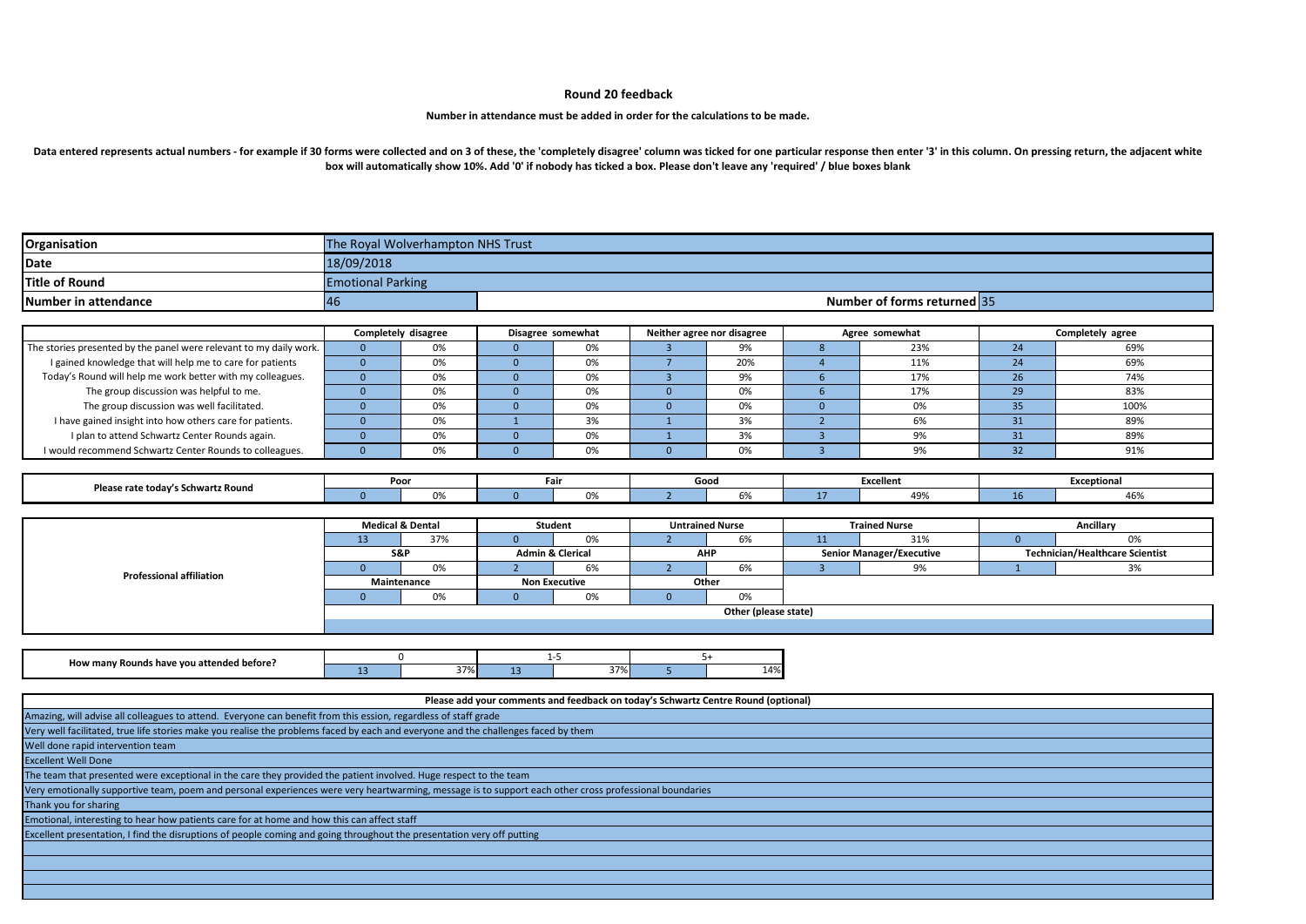# Round 20 feedback

**Number in attendance must be added in order for the calculations to be made.**

**Data entered represents actual numbers - for example if 30 forms were collected and on 3 of these, the 'completely disagree' column was ticked for one particular response then enter '3' in this column. On pressing return, the adjacent white box will automatically show 10%. Add '0' if nobody has ticked a box. Please don't leave any 'required' / blue boxes blank**

| | |
|---|---|
| **Organisation** | The Royal Wolverhampton NHS Trust |
| **Date** | 18/09/2018 |
| **Title of Round** | Emotional Parking |
| **Number in attendance** | 46 |
| **Number of forms returned** | 35 |

| | Completely disagree | | Disagree somewhat | | Neither agree nor disagree | | Agree somewhat | | Completely agree | |
|---|---|---|---|---|---|---|---|---|---|---|
| The stories presented by the panel were relevant to my daily work. | 0 | 0% | 0 | 0% | 3 | 9% | 8 | 23% | 24 | 69% |
| I gained knowledge that will help me to care for patients | 0 | 0% | 0 | 0% | 7 | 20% | 4 | 11% | 24 | 69% |
| Today's Round will help me work better with my colleagues. | 0 | 0% | 0 | 0% | 3 | 9% | 6 | 17% | 26 | 74% |
| The group discussion was helpful to me. | 0 | 0% | 0 | 0% | 0 | 0% | 6 | 17% | 29 | 83% |
| The group discussion was well facilitated. | 0 | 0% | 0 | 0% | 0 | 0% | 0 | 0% | 35 | 100% |
| I have gained insight into how others care for patients. | 0 | 0% | 1 | 3% | 1 | 3% | 2 | 6% | 31 | 89% |
| I plan to attend Schwartz Center Rounds again. | 0 | 0% | 0 | 0% | 1 | 3% | 3 | 9% | 31 | 89% |
| I would recommend Schwartz Center Rounds to colleagues. | 0 | 0% | 0 | 0% | 0 | 0% | 3 | 9% | 32 | 91% |

| | Poor | | Fair | | Good | | Excellent | | Exceptional | |
|---|---|---|---|---|---|---|---|---|---|---|
| **Please rate today's Schwartz Round** | 0 | 0% | 0 | 0% | 2 | 6% | 17 | 49% | 16 | 46% |

| **Professional affiliation** | | | | | | | | | | |
|---|---|---|---|---|---|---|---|---|---|---|
| | Medical & Dental | | Student | | Untrained Nurse | | Trained Nurse | | Ancillary | |
| | 13 | 37% | 0 | 0% | 2 | 6% | 11 | 31% | 0 | 0% |
| | S&P | | Admin & Clerical | | AHP | | Senior Manager/Executive | | Technician/Healthcare Scientist | |
| | 0 | 0% | 2 | 6% | 2 | 6% | 3 | 9% | 1 | 3% |
| | Maintenance | | Non Executive | | Other | | | | | |
| | 0 | 0% | 0 | 0% | 0 | 0% | | | | |
| | Other (please state) | | | | | | | | | |

| | 0 | | 1-5 | | 5+ | |
|---|---|---|---|---|---|---|
| **How many Rounds have you attended before?** | 13 | 37% | 13 | 37% | 5 | 14% |

| Please add your comments and feedback on today's Schwartz Centre Round (optional) |
|---|
| Amazing, will advise all colleagues to attend. Everyone can benefit from this ession, regardless of staff grade |
| Very well facilitated, true life stories make you realise the problems faced by each and everyone and the challenges faced by them |
| Well done rapid intervention team |
| Excellent Well Done |
| The team that presented were exceptional in the care they provided the patient involved. Huge respect to the team |
| Very emotionally supportive team, poem and personal experiences were very heartwarming, message is to support each other cross professional boundaries |
| Thank you for sharing |
| Emotional, interesting to hear how patients care for at home and how this can affect staff |
| Excellent presentation, I find the disruptions of people coming and going throughout the presentation very off putting |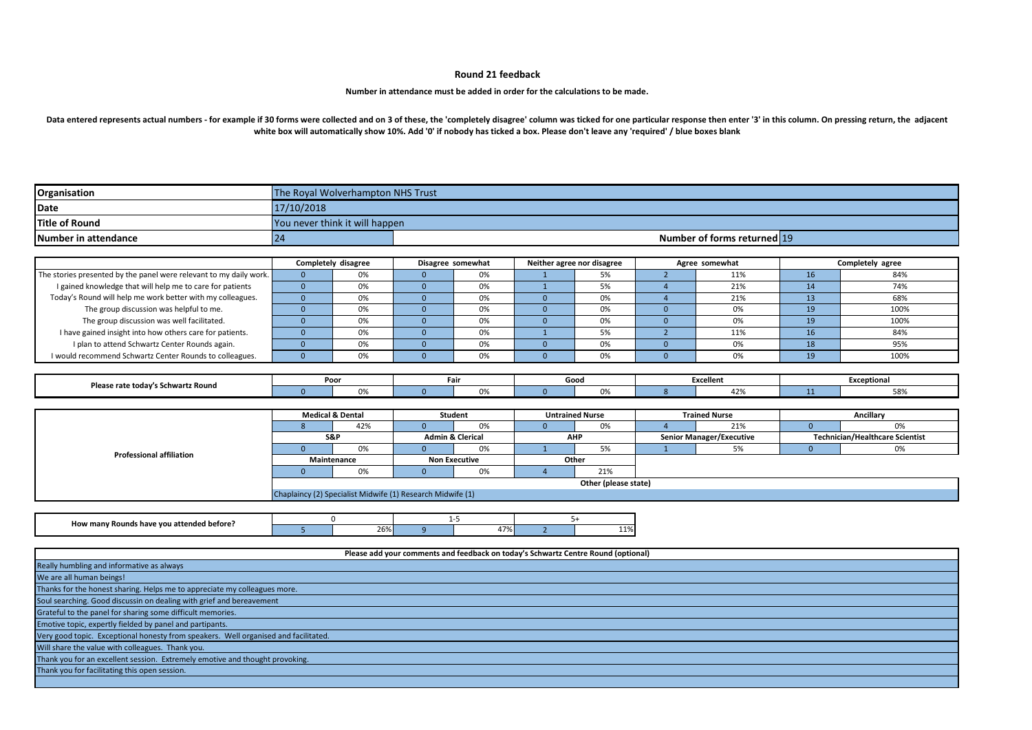# Round 21 feedback

**Number in attendance must be added in order for the calculations to be made.**

**Data entered represents actual numbers - for example if 30 forms were collected and on 3 of these, the 'completely disagree' column was ticked for one particular response then enter '3' in this column. On pressing return, the adjacent white box will automatically show 10%. Add '0' if nobody has ticked a box. Please don't leave any 'required' / blue boxes blank**

| | | | |
|---|---|---|---|
| **Organisation** | The Royal Wolverhampton NHS Trust | | |
| **Date** | 17/10/2018 | | |
| **Title of Round** | You never think it will happen | | |
| **Number in attendance** | 24 | **Number of forms returned** | 19 |

| | Completely disagree | | Disagree somewhat | | Neither agree nor disagree | | Agree somewhat | | Completely agree | |
|---|---|---|---|---|---|---|---|---|---|---|
| The stories presented by the panel were relevant to my daily work. | 0 | 0% | 0 | 0% | 1 | 5% | 2 | 11% | 16 | 84% |
| I gained knowledge that will help me to care for patients | 0 | 0% | 0 | 0% | 1 | 5% | 4 | 21% | 14 | 74% |
| Today's Round will help me work better with my colleagues. | 0 | 0% | 0 | 0% | 0 | 0% | 4 | 21% | 13 | 68% |
| The group discussion was helpful to me. | 0 | 0% | 0 | 0% | 0 | 0% | 0 | 0% | 19 | 100% |
| The group discussion was well facilitated. | 0 | 0% | 0 | 0% | 0 | 0% | 0 | 0% | 19 | 100% |
| I have gained insight into how others care for patients. | 0 | 0% | 0 | 0% | 1 | 5% | 2 | 11% | 16 | 84% |
| I plan to attend Schwartz Center Rounds again. | 0 | 0% | 0 | 0% | 0 | 0% | 0 | 0% | 18 | 95% |
| I would recommend Schwartz Center Rounds to colleagues. | 0 | 0% | 0 | 0% | 0 | 0% | 0 | 0% | 19 | 100% |

| | Poor | | Fair | | Good | | Excellent | | Exceptional | |
|---|---|---|---|---|---|---|---|---|---|---|
| Please rate today's Schwartz Round | 0 | 0% | 0 | 0% | 0 | 0% | 8 | 42% | 11 | 58% |

| Professional affiliation | | | | | | | | | | |
|---|---|---|---|---|---|---|---|---|---|---|
| | Medical & Dental | | Student | | Untrained Nurse | | Trained Nurse | | Ancillary | |
| | 8 | 42% | 0 | 0% | 0 | 0% | 4 | 21% | 0 | 0% |
| | S&P | | Admin & Clerical | | AHP | | Senior Manager/Executive | | Technician/Healthcare Scientist | |
| | 0 | 0% | 0 | 0% | 1 | 5% | 1 | 5% | 0 | 0% |
| | Maintenance | | Non Executive | | Other | | | | | |
| | 0 | 0% | 0 | 0% | 4 | 21% | | | | |
| | Other (please state) | | | | | | | | | |
| | Chaplaincy (2) Specialist Midwife (1) Research Midwife (1) | | | | | | | | | |

| | 0 | | 1-5 | | 5+ | |
|---|---|---|---|---|---|---|
| How many Rounds have you attended before? | 5 | 26% | 9 | 47% | 2 | 11% |

| Please add your comments and feedback on today's Schwartz Centre Round (optional) |
|---|
| Really humbling and informative as always |
| We are all human beings! |
| Thanks for the honest sharing. Helps me to appreciate my colleagues more. |
| Soul searching. Good discussin on dealing with grief and bereavement |
| Grateful to the panel for sharing some difficult memories. |
| Emotive topic, expertly fielded by panel and partipants. |
| Very good topic. Exceptional honesty from speakers. Well organised and facilitated. |
| Will share the value with colleagues. Thank you. |
| Thank you for an excellent session. Extremely emotive and thought provoking. |
| Thank you for facilitating this open session. |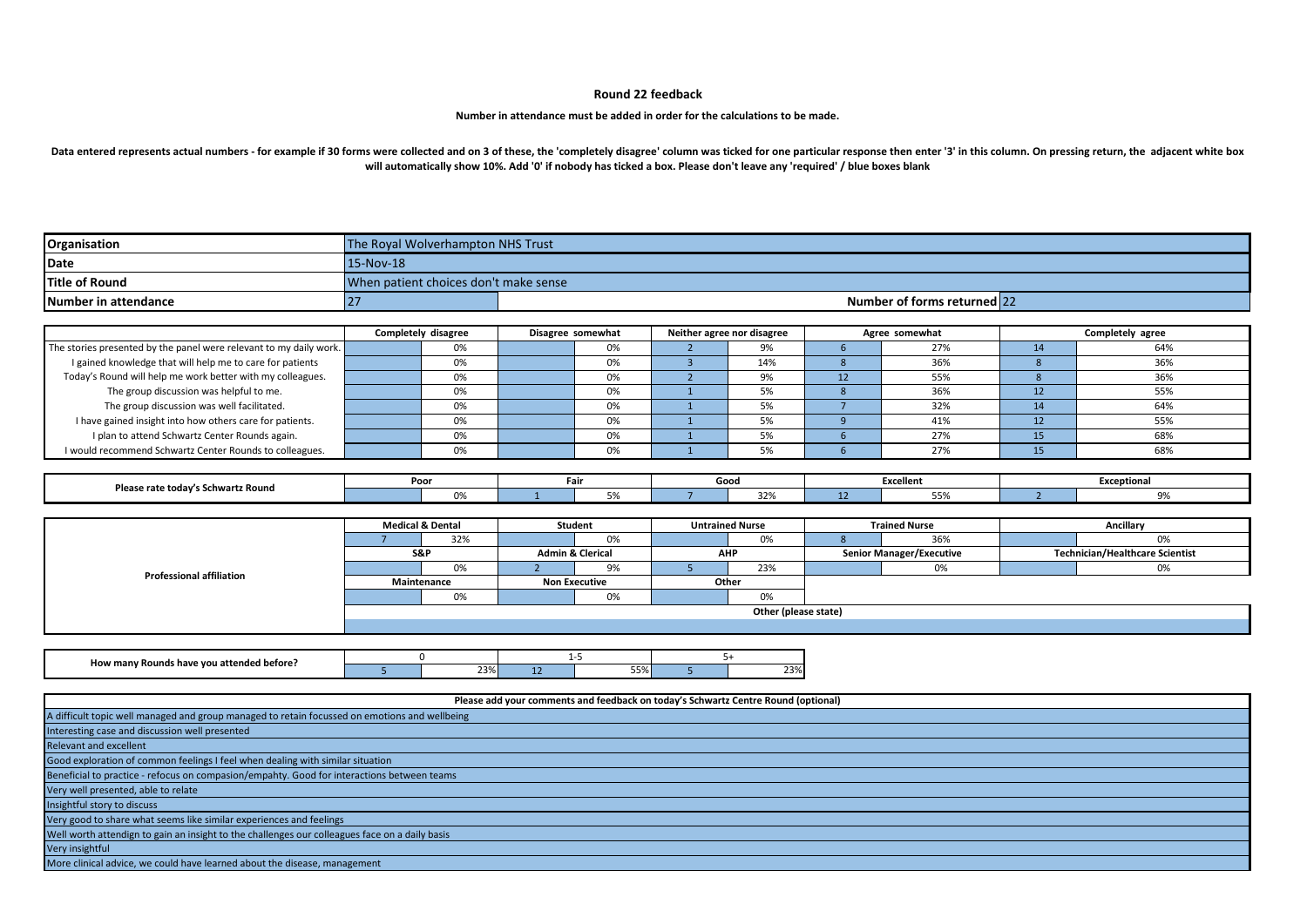# Round 22 feedback

**Number in attendance must be added in order for the calculations to be made.**

**Data entered represents actual numbers - for example if 30 forms were collected and on 3 of these, the 'completely disagree' column was ticked for one particular response then enter '3' in this column. On pressing return, the adjacent white box will automatically show 10%. Add '0' if nobody has ticked a box. Please don't leave any 'required' / blue boxes blank**

| | | | |
|---|---|---|---|
| **Organisation** | The Royal Wolverhampton NHS Trust | | |
| **Date** | 15-Nov-18 | | |
| **Title of Round** | When patient choices don't make sense | | |
| **Number in attendance** | 27 | **Number of forms returned** | 22 |

| | Completely disagree | | Disagree somewhat | | Neither agree nor disagree | | Agree somewhat | | Completely agree | |
|---|---|---|---|---|---|---|---|---|---|---|
| The stories presented by the panel were relevant to my daily work. | | 0% | | 0% | 2 | 9% | 6 | 27% | 14 | 64% |
| I gained knowledge that will help me to care for patients | | 0% | | 0% | 3 | 14% | 8 | 36% | 8 | 36% |
| Today's Round will help me work better with my colleagues. | | 0% | | 0% | 2 | 9% | 12 | 55% | 8 | 36% |
| The group discussion was helpful to me. | | 0% | | 0% | 1 | 5% | 8 | 36% | 12 | 55% |
| The group discussion was well facilitated. | | 0% | | 0% | 1 | 5% | 7 | 32% | 14 | 64% |
| I have gained insight into how others care for patients. | | 0% | | 0% | 1 | 5% | 9 | 41% | 12 | 55% |
| I plan to attend Schwartz Center Rounds again. | | 0% | | 0% | 1 | 5% | 6 | 27% | 15 | 68% |
| I would recommend Schwartz Center Rounds to colleagues. | | 0% | | 0% | 1 | 5% | 6 | 27% | 15 | 68% |

| | Poor | | Fair | | Good | | Excellent | | Exceptional | |
|---|---|---|---|---|---|---|---|---|---|---|
| **Please rate today's Schwartz Round** | | 0% | 1 | 5% | 7 | 32% | 12 | 55% | 2 | 9% |

| **Professional affiliation** | | | | | | | | | | |
|---|---|---|---|---|---|---|---|---|---|---|
| | Medical & Dental | | Student | | Untrained Nurse | | Trained Nurse | | Ancillary | |
| | 7 | 32% | | 0% | | 0% | 8 | 36% | | 0% |
| | S&P | | Admin & Clerical | | AHP | | Senior Manager/Executive | | Technician/Healthcare Scientist | |
| | | 0% | 2 | 9% | 5 | 23% | | 0% | | 0% |
| | Maintenance | | Non Executive | | Other | | | | | |
| | | 0% | | 0% | | 0% | | | | |
| | Other (please state) | | | | | | | | | |

| | 0 | | 1-5 | | 5+ | |
|---|---|---|---|---|---|---|
| **How many Rounds have you attended before?** | 5 | 23% | 12 | 55% | 5 | 23% |

| Please add your comments and feedback on today's Schwartz Centre Round (optional) |
|---|
| A difficult topic well managed and group managed to retain focussed on emotions and wellbeing |
| Interesting case and discussion well presented |
| Relevant and excellent |
| Good exploration of common feelings I feel when dealing with similar situation |
| Beneficial to practice - refocus on compasion/empahty. Good for interactions between teams |
| Very well presented, able to relate |
| Insightful story to discuss |
| Very good to share what seems like similar experiences and feelings |
| Well worth attendign to gain an insight to the challenges our colleagues face on a daily basis |
| Very insightful |
| More clinical advice, we could have learned about the disease, management |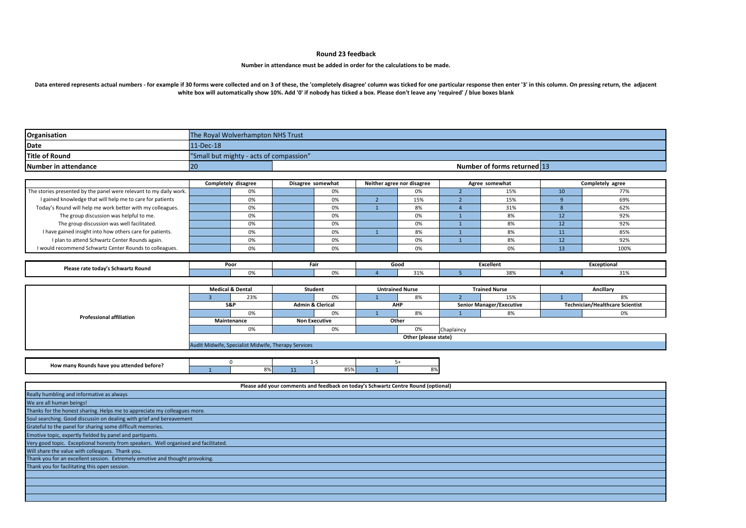# Round 23 feedback

**Number in attendance must be added in order for the calculations to be made.**

**Data entered represents actual numbers - for example if 30 forms were collected and on 3 of these, the 'completely disagree' column was ticked for one particular response then enter '3' in this column. On pressing return, the adjacent white box will automatically show 10%. Add '0' if nobody has ticked a box. Please don't leave any 'required' / blue boxes blank**

| | |
|---|---|
| **Organisation** | The Royal Wolverhampton NHS Trust |
| **Date** | 11-Dec-18 |
| **Title of Round** | "Small but mighty - acts of compassion" |
| **Number in attendance** | 20 |
| **Number of forms returned** | 13 |

| | Completely disagree | | Disagree somewhat | | Neither agree nor disagree | | Agree somewhat | | Completely agree | |
|---|---|---|---|---|---|---|---|---|---|---|
| The stories presented by the panel were relevant to my daily work. | | 0% | | 0% | | 0% | 2 | 15% | 10 | 77% |
| I gained knowledge that will help me to care for patients | | 0% | | 0% | 2 | 15% | 2 | 15% | 9 | 69% |
| Today's Round will help me work better with my colleagues. | | 0% | | 0% | 1 | 8% | 4 | 31% | 8 | 62% |
| The group discussion was helpful to me. | | 0% | | 0% | | 0% | 1 | 8% | 12 | 92% |
| The group discussion was well facilitated. | | 0% | | 0% | | 0% | 1 | 8% | 12 | 92% |
| I have gained insight into how others care for patients. | | 0% | | 0% | 1 | 8% | 1 | 8% | 11 | 85% |
| I plan to attend Schwartz Center Rounds again. | | 0% | | 0% | | 0% | 1 | 8% | 12 | 92% |
| I would recommend Schwartz Center Rounds to colleagues. | | 0% | | 0% | | 0% | | 0% | 13 | 100% |

| | Poor | | Fair | | Good | | Excellent | | Exceptional | |
|---|---|---|---|---|---|---|---|---|---|---|
| Please rate today's Schwartz Round | | 0% | | 0% | 4 | 31% | 5 | 38% | 4 | 31% |

| Professional affiliation | Medical & Dental | | Student | | Untrained Nurse | | Trained Nurse | | Ancillary | |
|---|---|---|---|---|---|---|---|---|---|---|
| | 3 | 23% | | 0% | 1 | 8% | 2 | 15% | 1 | 8% |
| | S&P | | Admin & Clerical | | AHP | | Senior Manager/Executive | | Technician/Healthcare Scientist | |
| | | 0% | | 0% | 1 | 8% | 1 | 8% | | 0% |
| | Maintenance | | Non Executive | | Other | | | | | |
| | | 0% | | 0% | | 0% | Chaplaincy | | | |
| | Other (please state) | | | | | | | | | |
| | Audit Midwife, Specialist Midwife, Therapy Services | | | | | | | | | |

| | 0 | | 1-5 | | 5+ | |
|---|---|---|---|---|---|---|
| How many Rounds have you attended before? | 1 | 8% | 11 | 85% | 1 | 8% |

| Please add your comments and feedback on today's Schwartz Centre Round (optional) |
|---|
| Really humbling and informative as always |
| We are all human beings! |
| Thanks for the honest sharing. Helps me to appreciate my colleagues more. |
| Soul searching. Good discussin on dealing with grief and bereavement |
| Grateful to the panel for sharing some difficult memories. |
| Emotive topic, expertly fielded by panel and partipants. |
| Very good topic. Exceptional honesty from speakers. Well organised and facilitated. |
| Will share the value with colleagues. Thank you. |
| Thank you for an excellent session. Extremely emotive and thought provoking. |
| Thank you for facilitating this open session. |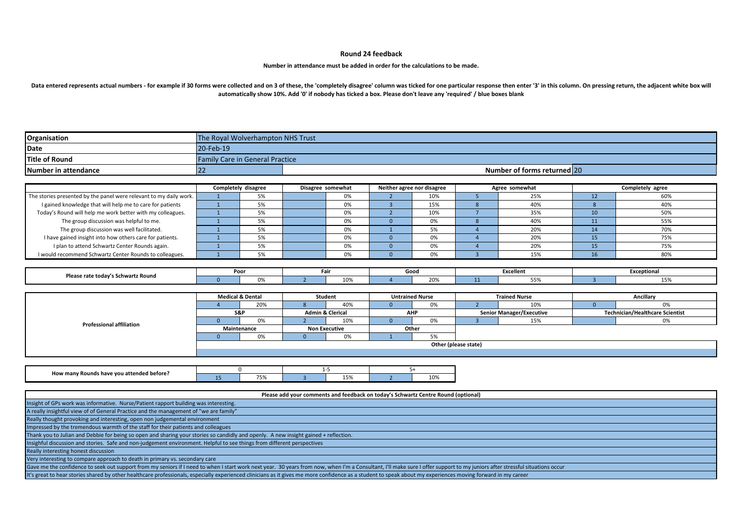# Round 24 feedback

**Number in attendance must be added in order for the calculations to be made.**

**Data entered represents actual numbers - for example if 30 forms were collected and on 3 of these, the 'completely disagree' column was ticked for one particular response then enter '3' in this column. On pressing return, the adjacent white box will automatically show 10%. Add '0' if nobody has ticked a box. Please don't leave any 'required' / blue boxes blank**

| | |
|---|---|
| **Organisation** | The Royal Wolverhampton NHS Trust |
| **Date** | 20-Feb-19 |
| **Title of Round** | Family Care in General Practice |
| **Number in attendance** | 22 |
| **Number of forms returned** | 20 |

| | Completely disagree | | Disagree somewhat | | Neither agree nor disagree | | Agree somewhat | | Completely agree | |
|---|---|---|---|---|---|---|---|---|---|---|
| The stories presented by the panel were relevant to my daily work. | 1 | 5% | | 0% | 2 | 10% | 5 | 25% | 12 | 60% |
| I gained knowledge that will help me to care for patients | 1 | 5% | | 0% | 3 | 15% | 8 | 40% | 8 | 40% |
| Today's Round will help me work better with my colleagues. | 1 | 5% | | 0% | 2 | 10% | 7 | 35% | 10 | 50% |
| The group discussion was helpful to me. | 1 | 5% | | 0% | 0 | 0% | 8 | 40% | 11 | 55% |
| The group discussion was well facilitated. | 1 | 5% | | 0% | 1 | 5% | 4 | 20% | 14 | 70% |
| I have gained insight into how others care for patients. | 1 | 5% | | 0% | 0 | 0% | 4 | 20% | 15 | 75% |
| I plan to attend Schwartz Center Rounds again. | 1 | 5% | | 0% | 0 | 0% | 4 | 20% | 15 | 75% |
| I would recommend Schwartz Center Rounds to colleagues. | 1 | 5% | | 0% | 0 | 0% | 3 | 15% | 16 | 80% |

| | Poor | | Fair | | Good | | Excellent | | Exceptional | |
|---|---|---|---|---|---|---|---|---|---|---|
| Please rate today's Schwartz Round | 0 | 0% | 2 | 10% | 4 | 20% | 11 | 55% | 3 | 15% |

**Professional affiliation**

| Medical & Dental | | Student | | Untrained Nurse | | Trained Nurse | | Ancillary | |
|---|---|---|---|---|---|---|---|---|---|
| 4 | 20% | 8 | 40% | 0 | 0% | 2 | 10% | 0 | 0% |
| **S&P** | | **Admin & Clerical** | | **AHP** | | **Senior Manager/Executive** | | **Technician/Healthcare Scientist** | |
| 0 | 0% | 2 | 10% | 0 | 0% | 3 | 15% | | 0% |
| **Maintenance** | | **Non Executive** | | **Other** | | | | | |
| 0 | 0% | 0 | 0% | 1 | 5% | | | | |

Other (please state):

| | 0 | | 1-5 | | 5+ | |
|---|---|---|---|---|---|---|
| How many Rounds have you attended before? | 15 | 75% | 3 | 15% | 2 | 10% |

| Please add your comments and feedback on today's Schwartz Centre Round (optional) |
|---|
| Insight of GPs work was informative. Nurse/Patient rapport building was interesting. |
| A really insightful view of of General Practice and the management of "we are family" |
| Really thought provoking and interesting, open non judgemental environment |
| Impressed by the tremendous warmth of the staff for their patients and colleagues |
| Thank you to Julian and Debbie for being so open and sharing your stories so candidly and openly. A new insight gained + reflection. |
| Insighful discussion and stories. Safe and non-judgement environment. Helpful to see things from different perspectives |
| Really interesting honest discussion |
| Very interesting to compare approach to death in primary vs. secondary care |
| Gave me the confidence to seek out support from my seniors if I need to when I start work next year. 30 years from now, when I'm a Consultant, I'll make sure I offer support to my juniors after stressful situations occur |
| It's great to hear stories shared by other healthcare professionals, especially experienced clinicians as it gives me more confidence as a student to speak about my experiences moving forward in my career |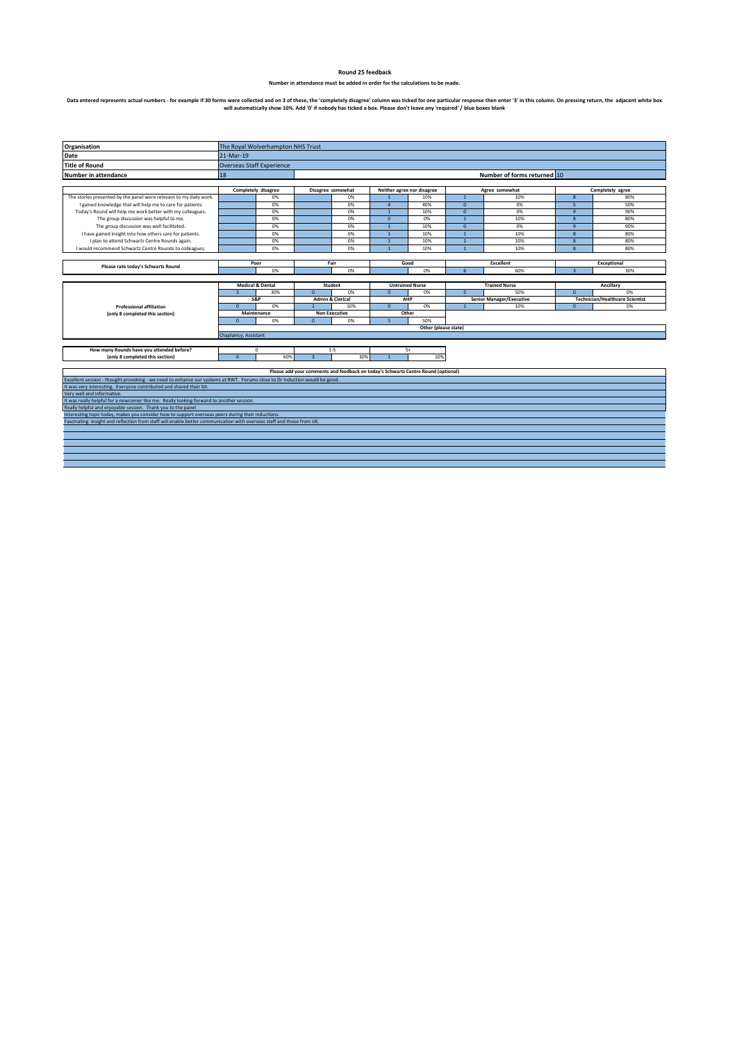# Round 25 feedback

**Number in attendance must be added in order for the calculations to be made.**

**Data entered represents actual numbers - for example if 30 forms were collected and on 3 of these, the 'completely disagree' column was ticked for one particular response then enter '3' in this column. On pressing return, the adjacent white box will automatically show 10%. Add '0' if nobody has ticked a box. Please don't leave any 'required' / blue boxes blank**

| | |
|---|---|
| **Organisation** | The Royal Wolverhampton NHS Trust |
| **Date** | 21-Mar-19 |
| **Title of Round** | Overseas Staff Experience |
| **Number in attendance** | 18 |
| **Number of forms returned** | 10 |

| | Completely disagree | | Disagree somewhat | | Neither agree nor disagree | | Agree somewhat | | Completely agree | |
|---|---|---|---|---|---|---|---|---|---|---|
| The stories presented by the panel were relevant to my daily work. | | 0% | | 0% | 1 | 10% | 1 | 10% | 8 | 80% |
| I gained knowledge that will help me to care for patients | | 0% | | 0% | 4 | 40% | 0 | 0% | 5 | 50% |
| Today's Round will help me work better with my colleagues. | | 0% | | 0% | 1 | 10% | 0 | 0% | 9 | 90% |
| The group discussion was helpful to me. | | 0% | | 0% | 0 | 0% | 1 | 10% | 8 | 80% |
| The group discussion was well facilitated. | | 0% | | 0% | 1 | 10% | 0 | 0% | 9 | 90% |
| I have gained insight into how others care for patients. | | 0% | | 0% | 1 | 10% | 1 | 10% | 8 | 80% |
| I plan to attend Schwartz Centre Rounds again. | | 0% | | 0% | 1 | 10% | 1 | 10% | 8 | 80% |
| I would recommend Schwartz Centre Rounds to colleagues. | | 0% | | 0% | 1 | 10% | 1 | 10% | 8 | 80% |

| | Poor | | Fair | | Good | | Excellent | | Exceptional | |
|---|---|---|---|---|---|---|---|---|---|---|
| **Please rate today's Schwartz Round** | | 0% | | 0% | | 0% | 6 | 60% | 3 | 30% |

| **Professional affiliation (only 8 completed this section)** | | | | | | | | | | |
|---|---|---|---|---|---|---|---|---|---|---|
| | Medical & Dental | | Student | | Untrained Nurse | | Trained Nurse | | Ancillary | |
| | 3 | 30% | 0 | 0% | 0 | 0% | 5 | 50% | 0 | 0% |
| | S&P | | Admin & Clerical | | AHP | | Senior Manager/Executive | | Technician/Healthcare Scientist | |
| | 0 | 0% | 1 | 10% | 0 | 0% | 1 | 10% | 0 | 0% |
| | Maintenance | | Non Executive | | Other | | | | | |
| | 0 | 0% | 0 | 0% | 5 | 50% | | | | |
| | Other (please state) | | | | | | | | | |
| | Chaplaincy, Assistant | | | | | | | | | |

| | 0 | | 1-5 | | 5+ | |
|---|---|---|---|---|---|---|
| **How many Rounds have you attended before? (only 8 completed this section)** | 6 | 60% | 3 | 30% | 1 | 10% |

**Please add your comments and feedback on today's Schwartz Centre Round (optional)**

Excellent session - thought provoking - we need to enhance our systems at RWT. Forums close to Dr Induction would be good.

It was very interesting. Everyone contributed and shared their bit.

Very well and informative.

It was really helpful for a newcomer like me. Really looking forward to another session.

Really helpful and enjoyable session. Thank you to the panel

Interesting topic today, makes you consider how to support overseas peers during their inductions.

Fascinating insight and reflection from staff will enable better communication with overseas staff and those from UK.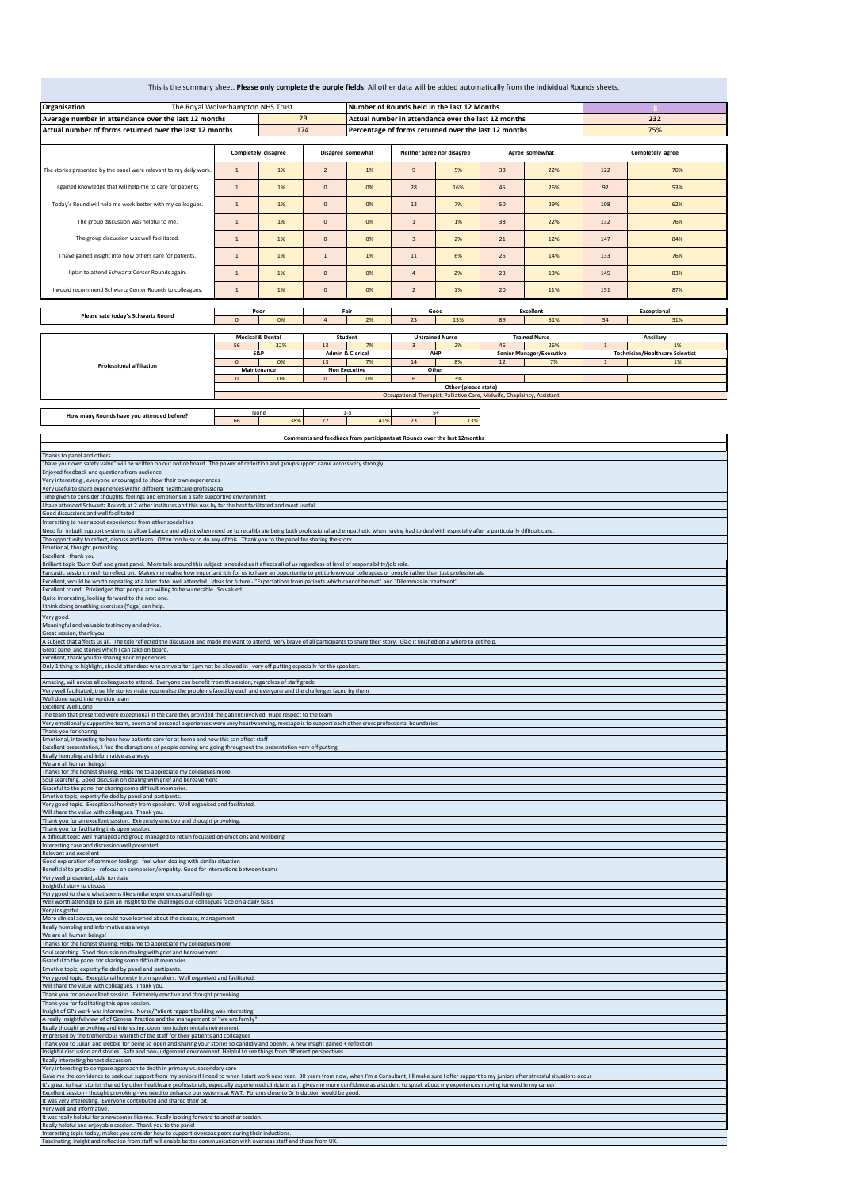This is the summary sheet. **Please only complete the purple fields**. All other data will be added automatically from the individual Rounds sheets.

| Organisation | The Royal Wolverhampton NHS Trust | Number of Rounds held in the last 12 Months | 8 |
|---|---|---|---|
| Average number in attendance over the last 12 months | 29 | Actual number in attendance over the last 12 months | 232 |
| Actual number of forms returned over the last 12 months | 174 | Percentage of forms returned over the last 12 months | 75% |

| | Completely disagree | | Disagree somewhat | | Neither agree nor disagree | | Agree somewhat | | Completely agree | |
|---|---|---|---|---|---|---|---|---|---|---|
| The stories presented by the panel were relevant to my daily work. | 1 | 1% | 2 | 1% | 9 | 5% | 38 | 22% | 122 | 70% |
| I gained knowledge that will help me to care for patients | 1 | 1% | 0 | 0% | 28 | 16% | 45 | 26% | 92 | 53% |
| Today's Round will help me work better with my colleagues. | 1 | 1% | 0 | 0% | 12 | 7% | 50 | 29% | 108 | 62% |
| The group discussion was helpful to me. | 1 | 1% | 0 | 0% | 1 | 1% | 38 | 22% | 132 | 76% |
| The group discussion was well facilitated. | 1 | 1% | 0 | 0% | 3 | 2% | 21 | 12% | 147 | 84% |
| I have gained insight into how others care for patients. | 1 | 1% | 1 | 1% | 11 | 6% | 25 | 14% | 133 | 76% |
| I plan to attend Schwartz Center Rounds again. | 1 | 1% | 0 | 0% | 4 | 2% | 23 | 13% | 145 | 83% |
| I would recommend Schwartz Center Rounds to colleagues. | 1 | 1% | 0 | 0% | 2 | 1% | 20 | 11% | 151 | 87% |

| | Poor | | Fair | | Good | | Excellent | | Exceptional | |
|---|---|---|---|---|---|---|---|---|---|---|
| Please rate today's Schwartz Round | 0 | 0% | 4 | 2% | 23 | 13% | 89 | 51% | 54 | 31% |

| Professional affiliation | Medical & Dental | | Student | | Untrained Nurse | | Trained Nurse | | Ancillary | |
|---|---|---|---|---|---|---|---|---|---|---|
| | 56 | 32% | 13 | 7% | 3 | 2% | 46 | 26% | 1 | 1% |
| | S&P | | Admin & Clerical | | AHP | | Senior Manager/Executive | | Technician/Healthcare Scientist | |
| | 0 | 0% | 13 | 7% | 14 | 8% | 12 | 7% | 1 | 1% |
| | Maintenance | | Non Executive | | Other | | | | | |
| | 0 | 0% | 0 | 0% | 6 | 3% | | | | |
| | Other (please state) | | | | | | | | | |
| | Occupational Therapist, Palliative Care, Midwife, Chaplaincy, Assistant | | | | | | | | | |

| How many Rounds have you attended before? | None | | 1-5 | | 5+ | |
|---|---|---|---|---|---|---|
| | 66 | 38% | 72 | 41% | 23 | 13% |

**Comments and feedback from participants at Rounds over the last 12months**

Thanks to panel and others
"have your own safety valve" will be written on our notice board. The power of reflection and group support came across very strongly
Enjoyed feedback and questions from audience
Very interesting , everyone encouraged to show their own experiences
Very useful to share experiences within different healthcare professional
Time given to consider thoughts, feelings and emotions in a safe supportive environment
I have attended Schwartz Rounds at 2 other institutes and this was by far the best facilitated and most useful
Good discussions and well facilitated
Interesting to hear about experiences from other specialties
Need for in built support systems to allow balance and adjust when need be to recallibrate being both professional and empathetic when having had to deal with especially after a particularly difficult case.
The opportunity to reflect, discuss and learn. Often too busy to do any of this. Thank you to the panel for sharing the story
Emotional, thought provoking
Excellent - thank you
Brilliant topic 'Burn Out' and great panel. More talk around this subject is needed as it affects all of us regardless of level of responsibility/job role.
Fantastic session, much to reflect on. Makes me realise how important it is for us to have an opportunity to get to know our colleagues or people rather than just professionals.
Excellent, would be worth repeating at a later date, well attended. Ideas for future - "Expectations from patients which cannot be met" and "Dilemmas in treatment".
Excellent round. Priviledged that people are willing to be vulnerable. So valued.
Quite interesting, looking forward to the next one.
I think doing breathing exercises (Yoga) can help.
Very good.
Meaningful and valuable testimony and advice.
Great session, thank you.
A subject that affects us all. The title reflected the discussion and made me want to attend. Very brave of all participants to share their story. Glad it finished on a where to get help.
Great panel and stories which I can take on board.
Excellent, thank you for sharing your experiences.
Only 1 thing to highlight, should attendees who arrive after 1pm not be allowed in , very off putting especially for the speakers.
Amazing, will advise all colleagues to attend. Everyone can benefit from this ession, regardless of staff grade
Very well facilitated, true life stories make you realise the problems faced by each and everyone and the challenges faced by them
Well done rapid intervention team
Excellent Well Done
The team that presented were exceptional in the care they provided the patient involved. Huge respect to the team
Very emotionally supportive team, poem and personal experiences were very heartwarming, message is to support each other cross professional boundaries
Thank you for sharing
Emotional, interesting to hear how patients care for at home and how this can affect staff
Excellent presentation, I find the disruptions of people coming and going throughout the presentation very off putting
Really humbling and informative as always
We are all human beings!
Thanks for the honest sharing. Helps me to appreciate my colleagues more.
Soul searching. Good discussin on dealing with grief and bereavement
Grateful to the panel for sharing some difficult memories.
Emotive topic, expertly fielded by panel and partipants.
Very good topic. Exceptional honesty from speakers. Well organised and facilitated.
Will share the value with colleagues. Thank you.
Thank you for an excellent session. Extremely emotive and thought provoking.
Thank you for facilitating this open session.
A difficult topic well managed and group managed to retain focussed on emotions and wellbeing
Interesting case and discussion well presented
Relevant and excellent
Good exploration of common feelings I feel when dealing with similar situation
Beneficial to practice - refocus on compassion/empathy. Good for interactions between teams
Very well presented, able to relate
Insightful story to discuss
Very good to share what seems like similar experiences and feelings
Well worth attendign to gain an insight to the challenges our colleagues face on a daily basis
Very insightful
More clinical advice, we could have learned about the disease, management
Really humbling and informative as always
We are all human beings!
Thanks for the honest sharing. Helps me to appreciate my colleagues more.
Soul searching. Good discussin on dealing with grief and bereavement
Grateful to the panel for sharing some difficult memories.
Emotive topic, expertly fielded by panel and partipants.
Very good topic. Exceptional honesty from speakers. Well organised and facilitated.
Will share the value with colleagues. Thank you.
Thank you for an excellent session. Extremely emotive and thought provoking.
Thank you for facilitating this open session.
Insight of GPs work was informative. Nurse/Patient rapport building was interesting.
A really insightful view of of General Practice and the management of "we are family"
Really thought provoking and interesting, open non judgemental environment
Impressed by the tremendous warmth of the staff for their patients and colleagues
Thank you to Julian and Debbie for being so open and sharing your stories so candidly and openly. A new insight gained + reflection.
Insighful discussion and stories. Safe and non-judgement environment. Helpful to see things from different perspectives
Really interesting honest discussion
Very interesting to compare approach to death in primary vs. secondary care
Gave me the confidence to seek out support from my seniors if I need to when I start work next year. 30 years from now, when I'm a Consultant, I'll make sure I offer support to my juniors after stressful situations occur
It's great to hear stories shared by other healthcare professionals, especially experienced clinicians as it gives me more confidence as a student to speak about my experiences moving forward in my career
Excellent session - thought provoking - we need to enhance our systems at RWT. Forums close to Dr Induction would be good.
It was very interesting. Everyone contributed and shared their bit.
Very well and informative.
It was really helpful for a newcomer like me. Really looking forward to another session.
Really helpful and enjoyable session. Thank you to the panel
Interesting topic today, makes you consider how to support overseas peers during their inductions.
Fascinating insight and reflection from staff will enable better communication with overseas staff and those from UK.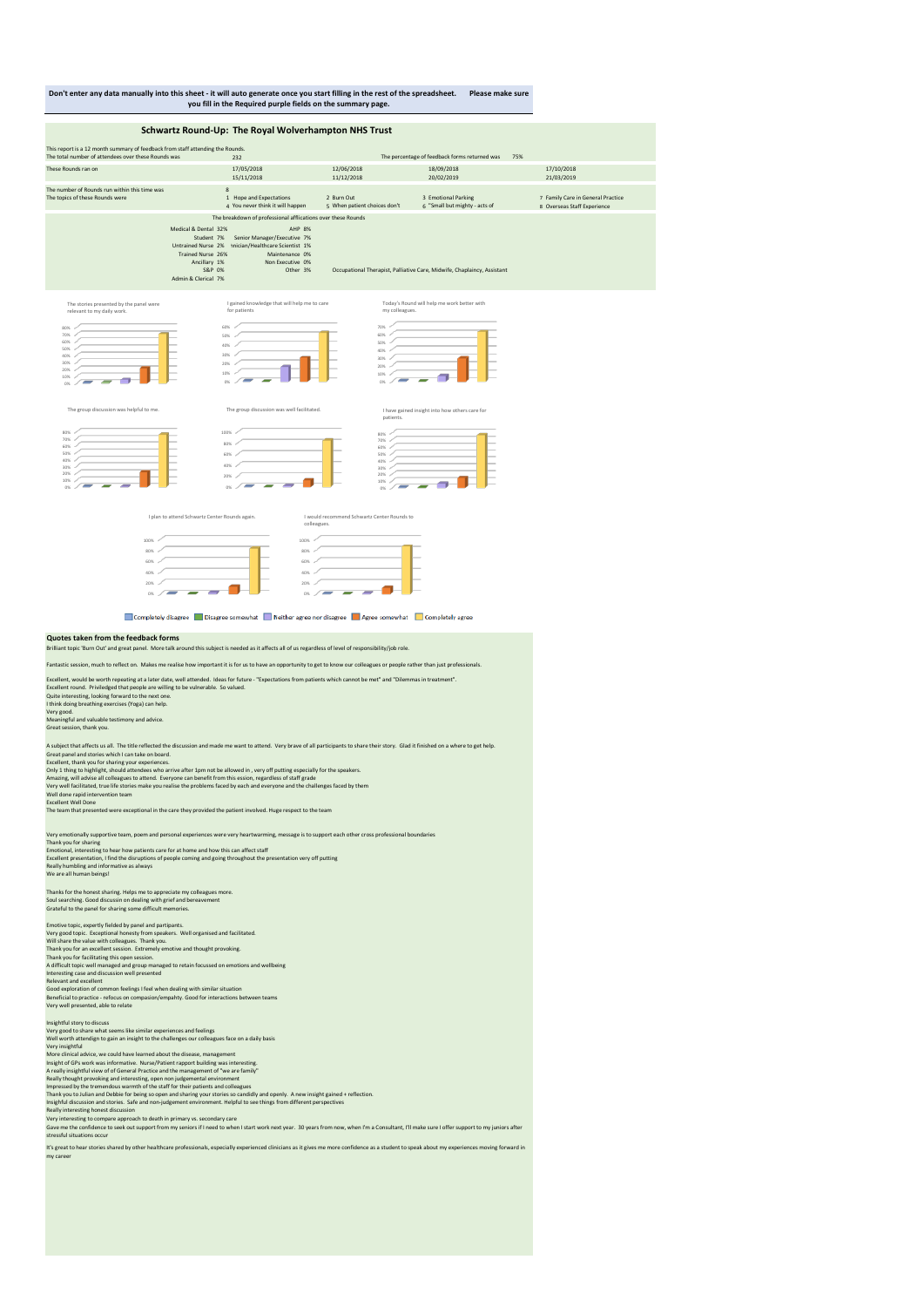**Don't enter any data manually into this sheet - it will auto generate once you start filling in the rest of the spreadsheet. Please make sure you fill in the Required purple fields on the summary page.**

## Schwartz Round-Up: The Royal Wolverhampton NHS Trust

This report is a 12 month summary of feedback from staff attending the Rounds.

The total number of attendees over these Rounds was: 232

The percentage of feedback forms returned was: 75%

These Rounds ran on:

| | | | |
|---|---|---|---|
| 17/05/2018 | 12/06/2018 | 18/09/2018 | 17/10/2018 |
| 15/11/2018 | 11/12/2018 | 20/02/2019 | 21/03/2019 |

The number of Rounds run within this time was: 8

The topics of these Rounds were:

1. Hope and Expectations
2. Burn Out
3. Emotional Parking
4. You never think it will happen
5. When patient choices don't
6. "Small but mighty - acts of
7. Family Care in General Practice
8. Overseas Staff Experience

The breakdown of professional affiliations over these Rounds

| | | | |
|---|---|---|---|
| Medical & Dental | 32% | AHP | 8% |
| Student | 7% | Senior Manager/Executive | 7% |
| Untrained Nurse | 2% | Technician/Healthcare Scientist | 1% |
| Trained Nurse | 26% | Maintenance | 0% |
| Ancillary | 1% | Non Executive | 0% |
| S&P | 0% | Other | 3% |
| Admin & Clerical | 7% | | |

Other: Occupational Therapist, Palliative Care, Midwife, Chaplaincy, Assistant

The stories presented by the panel were relevant to my daily work.

I gained knowledge that will help me to care for patients

Today's Round will help me work better with my colleagues.

The group discussion was helpful to me.

The group discussion was well facilitated.

I have gained insight into how others care for patients.

I plan to attend Schwartz Center Rounds again.

I would recommend Schwartz Center Rounds to my colleagues.

Completely disagree | Disagree somewhat | Neither agree nor disagree | Agree somewhat | Completely agree

### Quotes taken from the feedback forms

Brilliant topic 'Burn Out' and great panel. More talk around this subject is needed as it affects all of us regardless of level of responsibility/job role.

Fantastic session, much to reflect on. Makes me realise how important it is for us to have an opportunity to get to know our colleagues or people rather than just professionals.

Excellent, would be worth repeating at a later date, well attended. Ideas for future - "Expectations from patients which cannot be met" and "Dilemmas in treatment".
Excellent round. Priviledged that people are willing to be vulnerable. So valued.
Quite interesting, looking forward to the next one.
I think doing breathing exercises (Yoga) can help.
Very good.
Meaningful and valuable testimony and advice.
Great session, thank you.

A subject that affects us all. The title reflected the discussion and made me want to attend. Very brave of all participants to share their story. Glad it finished on a where to get help.
Great panel and stories which I can take on board.
Excellent, thank you for sharing your experiences.
Only 1 thing to highlight, should attendees who arrive after 1pm not be allowed in , very off putting especially for the speakers.
Amazing, will advise all colleagues to attend. Everyone can benefit from this eession, regardless of staff grade
Very well facilitated, true life stories make you realise the problems faced by each and everyone and the challenges faced by them
Well done rapid intervention team
Excellent Well Done
The team that presented were exceptional in the care they provided the patient involved. Huge respect to the team

Very emotionally supportive team, poem and personal experiences were very heartwarming, message is to support each other cross professional boundaries
Thank you for sharing
Emotional, interesting to hear how patients care for at home and how this can affect staff
Excellent presentation, I find the disruptions of people coming and going throughout the presentation very off putting
Really humbling and informative as always
We are all human beings!

Thanks for the honest sharing. Helps me to appreciate my colleagues more.
Soul searching. Good discussin on dealing with grief and bereavement
Grateful to the panel for sharing some difficult memories.

Emotive topic, expertly fielded by panel and partipants.
Very good topic. Exceptional honesty from speakers. Well organised and facilitated.
Will share the value with colleagues. Thank you.
Thank you for an excellent session. Extremely emotive and thought provoking.
Thank you for facilitating this open session.
A difficult topic well managed and group managed to retain focussed on emotions and wellbeing
Interesting case and discussion well presented
Relevant and excellent
Good exploration of common feelings I feel when dealing with similar situation
Beneficial to practice - refocus on compassion/empathy. Good for interactions between teams
Very well presented, able to relate

Insightful story to discuss
Very good to share what seems like similar experiences and feelings
Well worth attendign to gain an insight to the challenges our colleagues face on a daily basis
Very insightful
More clinical advice, we could have learned about the disease, management
Insight of GPs work was informative. Nurse/Patient rapport building was interesting.
A really insightful view of of General Practice and the management of "we are family"
Really thought provoking and interesting, open non judgemental environment
Impressed by the tremendous warmth of the staff for their patients and colleagues
Thank you to Julian and Debbie for being so open and sharing your stories so candidly and openly. A new insight gained + reflection.
Insighful discussion and stories. Safe and non-judgement environment. Helpful to see things from different perspectives
Really interesting honest discussion
Very interesting to compare approach to death in primary vs. secondary care
Gave me the confidence to seek out support from my seniors if I need to when I start work next year. 30 years from now, when I'm a Consultant, I'll make sure I offer support to my juniors after stressful situations occur

It's great to hear stories shared by other healthcare professionals, especially experienced clinicians as it gives me more confidence as a student to speak about my experiences moving forward in my career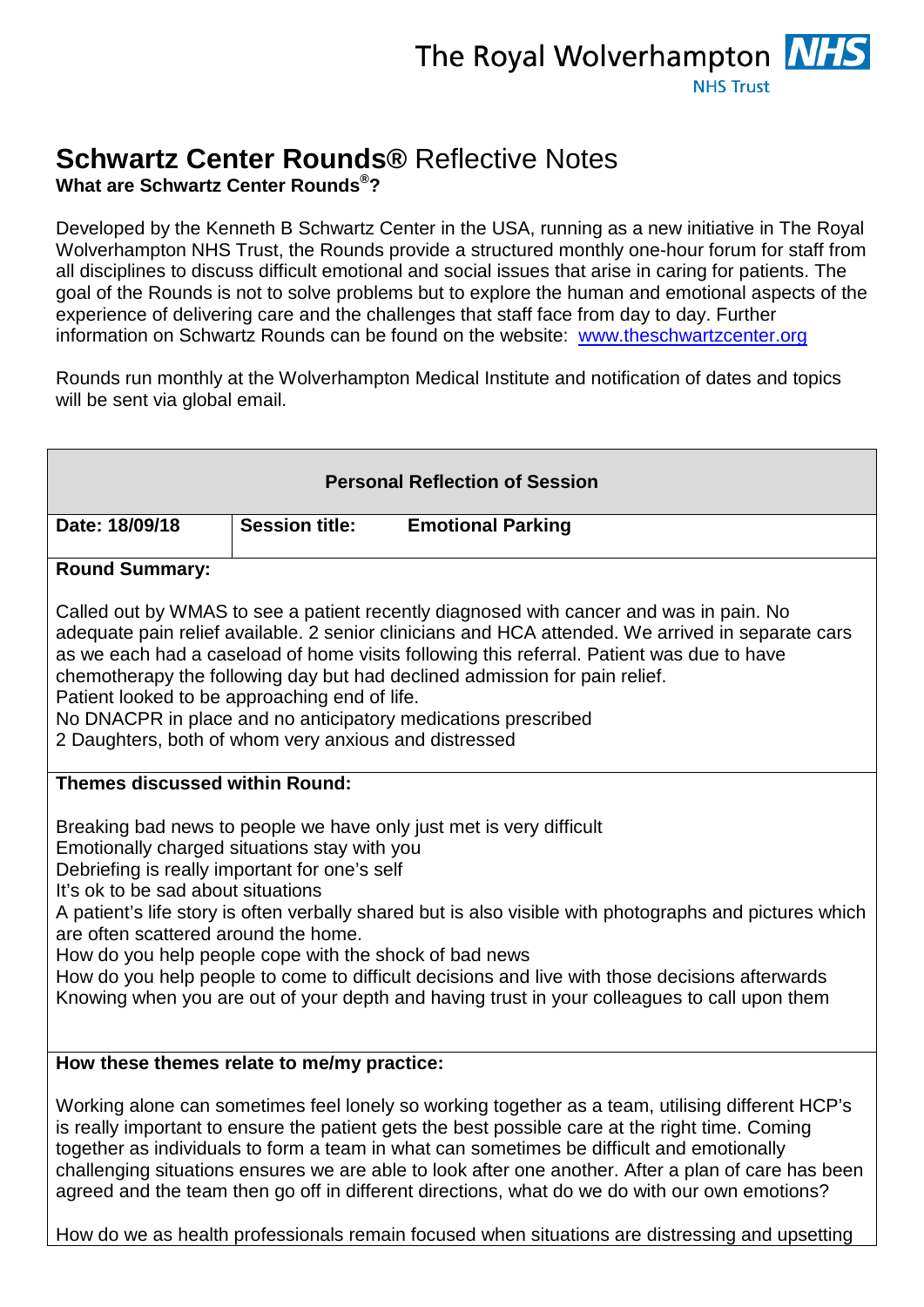The Royal Wolverhampton NHS Trust

# **Schwartz Center Rounds®** Reflective Notes

**What are Schwartz Center Rounds®?**

Developed by the Kenneth B Schwartz Center in the USA, running as a new initiative in The Royal Wolverhampton NHS Trust, the Rounds provide a structured monthly one-hour forum for staff from all disciplines to discuss difficult emotional and social issues that arise in caring for patients. The goal of the Rounds is not to solve problems but to explore the human and emotional aspects of the experience of delivering care and the challenges that staff face from day to day. Further information on Schwartz Rounds can be found on the website: www.theschwartzcenter.org

Rounds run monthly at the Wolverhampton Medical Institute and notification of dates and topics will be sent via global email.

| **Personal Reflection of Session** | |
|---|---|
| **Date: 18/09/18** | **Session title: Emotional Parking** |

**Round Summary:**

Called out by WMAS to see a patient recently diagnosed with cancer and was in pain. No adequate pain relief available. 2 senior clinicians and HCA attended. We arrived in separate cars as we each had a caseload of home visits following this referral. Patient was due to have chemotherapy the following day but had declined admission for pain relief.
Patient looked to be approaching end of life.
No DNACPR in place and no anticipatory medications prescribed
2 Daughters, both of whom very anxious and distressed

**Themes discussed within Round:**

Breaking bad news to people we have only just met is very difficult
Emotionally charged situations stay with you
Debriefing is really important for one's self
It's ok to be sad about situations
A patient's life story is often verbally shared but is also visible with photographs and pictures which are often scattered around the home.
How do you help people cope with the shock of bad news
How do you help people to come to difficult decisions and live with those decisions afterwards
Knowing when you are out of your depth and having trust in your colleagues to call upon them

**How these themes relate to me/my practice:**

Working alone can sometimes feel lonely so working together as a team, utilising different HCP's is really important to ensure the patient gets the best possible care at the right time. Coming together as individuals to form a team in what can sometimes be difficult and emotionally challenging situations ensures we are able to look after one another. After a plan of care has been agreed and the team then go off in different directions, what do we do with our own emotions?

How do we as health professionals remain focused when situations are distressing and upsetting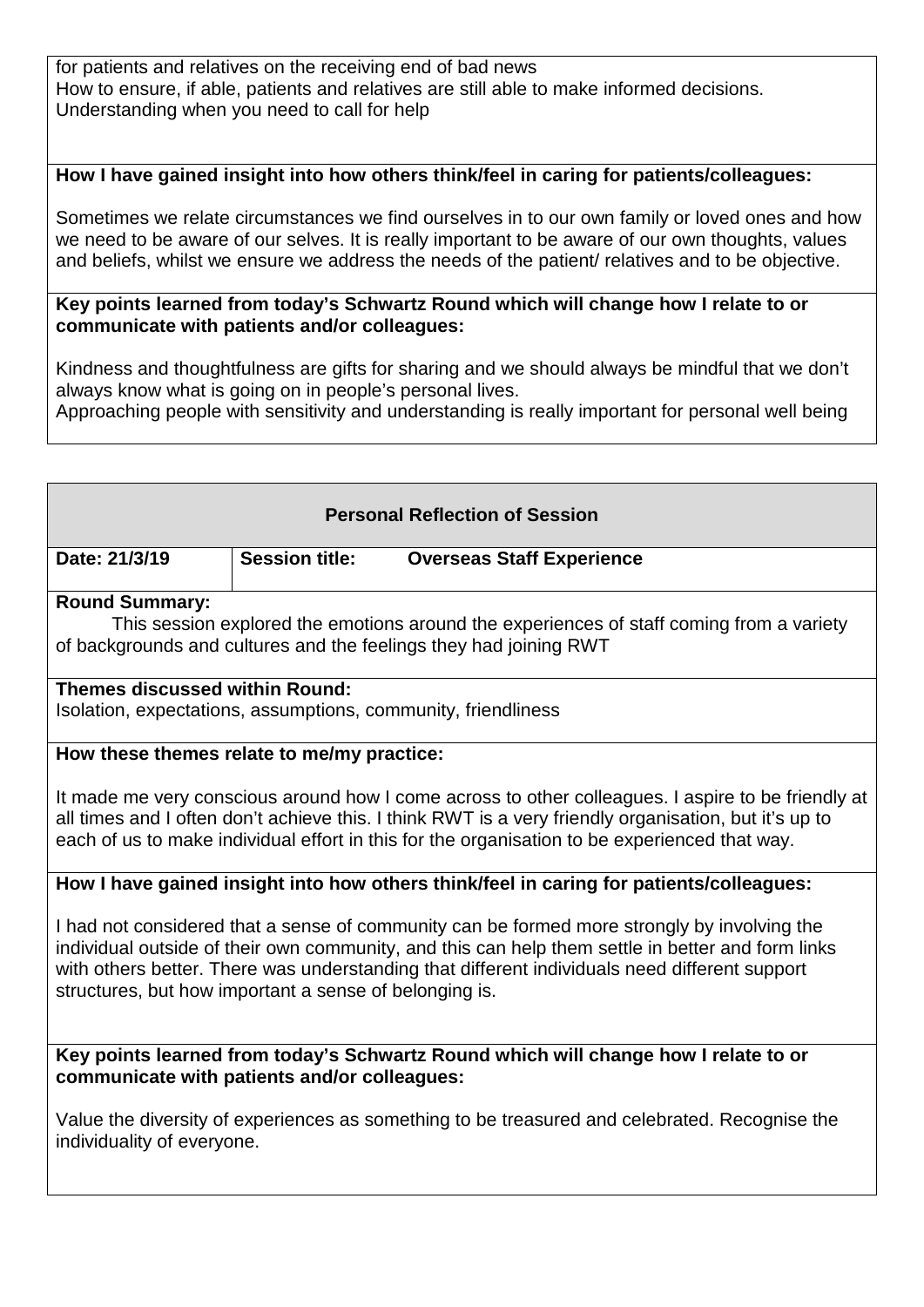for patients and relatives on the receiving end of bad news
How to ensure, if able, patients and relatives are still able to make informed decisions.
Understanding when you need to call for help

**How I have gained insight into how others think/feel in caring for patients/colleagues:**

Sometimes we relate circumstances we find ourselves in to our own family or loved ones and how we need to be aware of our selves. It is really important to be aware of our own thoughts, values and beliefs, whilst we ensure we address the needs of the patient/ relatives and to be objective.

**Key points learned from today's Schwartz Round which will change how I relate to or communicate with patients and/or colleagues:**

Kindness and thoughtfulness are gifts for sharing and we should always be mindful that we don't always know what is going on in people's personal lives.
Approaching people with sensitivity and understanding is really important for personal well being

**Personal Reflection of Session**

**Date: 21/3/19** | **Session title: Overseas Staff Experience**

**Round Summary:**

This session explored the emotions around the experiences of staff coming from a variety of backgrounds and cultures and the feelings they had joining RWT

**Themes discussed within Round:**

Isolation, expectations, assumptions, community, friendliness

**How these themes relate to me/my practice:**

It made me very conscious around how I come across to other colleagues. I aspire to be friendly at all times and I often don't achieve this. I think RWT is a very friendly organisation, but it's up to each of us to make individual effort in this for the organisation to be experienced that way.

**How I have gained insight into how others think/feel in caring for patients/colleagues:**

I had not considered that a sense of community can be formed more strongly by involving the individual outside of their own community, and this can help them settle in better and form links with others better. There was understanding that different individuals need different support structures, but how important a sense of belonging is.

**Key points learned from today's Schwartz Round which will change how I relate to or communicate with patients and/or colleagues:**

Value the diversity of experiences as something to be treasured and celebrated. Recognise the individuality of everyone.